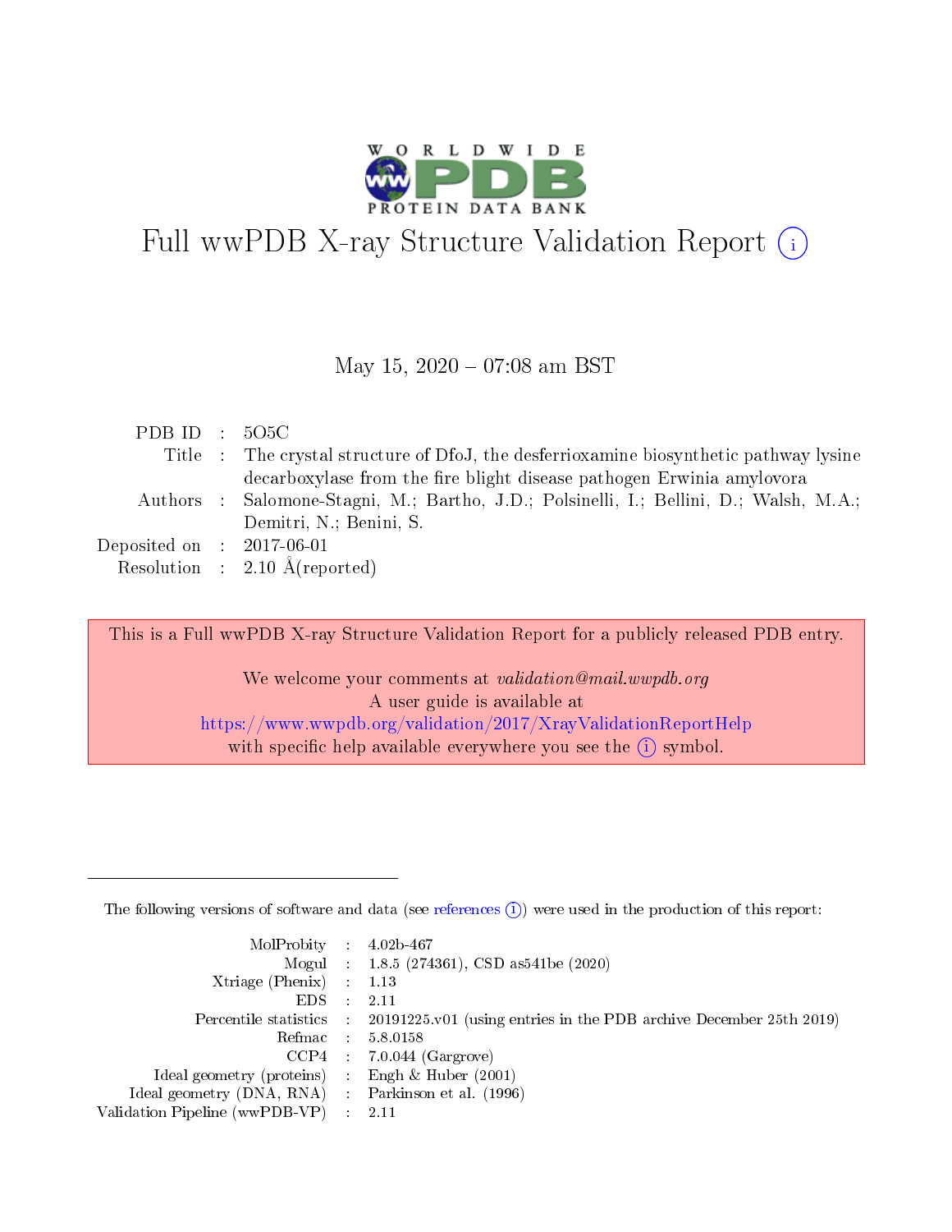# Full wwPDB X-ray Structure Validation Report (i)

May 15, 2020 – 07:08 am BST

| | | |
|---|---|---|
| PDB ID | : | 5O5C |
| Title | : | The crystal structure of DfoJ, the desferrioxamine biosynthetic pathway lysine decarboxylase from the fire blight disease pathogen Erwinia amylovora |
| Authors | : | Salomone-Stagni, M.; Bartho, J.D.; Polsinelli, I.; Bellini, D.; Walsh, M.A.; Demitri, N.; Benini, S. |
| Deposited on | : | 2017-06-01 |
| Resolution | : | 2.10 Å(reported) |

This is a Full wwPDB X-ray Structure Validation Report for a publicly released PDB entry.

We welcome your comments at *validation@mail.wwpdb.org*
A user guide is available at
https://www.wwpdb.org/validation/2017/XrayValidationReportHelp
with specific help available everywhere you see the (i) symbol.

---

The following versions of software and data (see references (i)) were used in the production of this report:

| | | |
|---|---|---|
| MolProbity | : | 4.02b-467 |
| Mogul | : | 1.8.5 (274361), CSD as541be (2020) |
| Xtriage (Phenix) | : | 1.13 |
| EDS | : | 2.11 |
| Percentile statistics | : | 20191225.v01 (using entries in the PDB archive December 25th 2019) |
| Refmac | : | 5.8.0158 |
| CCP4 | : | 7.0.044 (Gargrove) |
| Ideal geometry (proteins) | : | Engh & Huber (2001) |
| Ideal geometry (DNA, RNA) | : | Parkinson et al. (1996) |
| Validation Pipeline (wwPDB-VP) | : | 2.11 |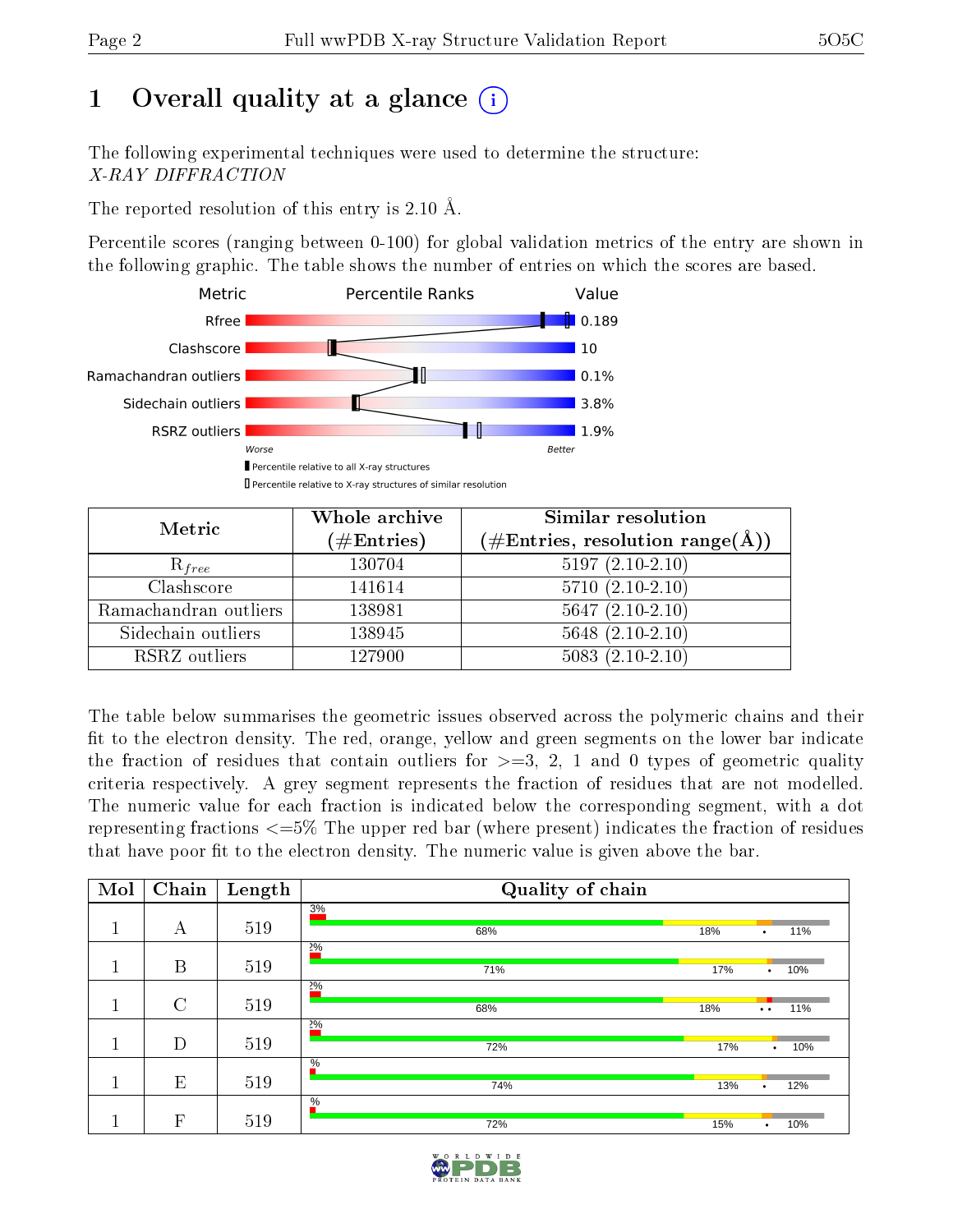# 1 Overall quality at a glance (i)

The following experimental techniques were used to determine the structure:
*X-RAY DIFFRACTION*

The reported resolution of this entry is 2.10 Å.

Percentile scores (ranging between 0-100) for global validation metrics of the entry are shown in the following graphic. The table shows the number of entries on which the scores are based.

| Metric | Value |
|---|---|
| Rfree | 0.189 |
| Clashscore | 10 |
| Ramachandran outliers | 0.1% |
| Sidechain outliers | 3.8% |
| RSRZ outliers | 1.9% |

Worse — Better

▮ Percentile relative to all X-ray structures
▯ Percentile relative to X-ray structures of similar resolution

| Metric | Whole archive (#Entries) | Similar resolution (#Entries, resolution range(Å)) |
|---|---|---|
| $R_{free}$ | 130704 | 5197 (2.10-2.10) |
| Clashscore | 141614 | 5710 (2.10-2.10) |
| Ramachandran outliers | 138981 | 5647 (2.10-2.10) |
| Sidechain outliers | 138945 | 5648 (2.10-2.10) |
| RSRZ outliers | 127900 | 5083 (2.10-2.10) |

The table below summarises the geometric issues observed across the polymeric chains and their fit to the electron density. The red, orange, yellow and green segments on the lower bar indicate the fraction of residues that contain outliers for >=3, 2, 1 and 0 types of geometric quality criteria respectively. A grey segment represents the fraction of residues that are not modelled. The numeric value for each fraction is indicated below the corresponding segment, with a dot representing fractions <=5% The upper red bar (where present) indicates the fraction of residues that have poor fit to the electron density. The numeric value is given above the bar.

| Mol | Chain | Length | Quality of chain |
|---|---|---|---|
| 1 | A | 519 | 3%; 68%, 18%, •, 11% |
| 1 | B | 519 | 2%; 71%, 17%, •, 10% |
| 1 | C | 519 | 2%; 68%, 18%, ••, 11% |
| 1 | D | 519 | 2%; 72%, 17%, •, 10% |
| 1 | E | 519 | %; 74%, 13%, •, 12% |
| 1 | F | 519 | %; 72%, 15%, •, 10% |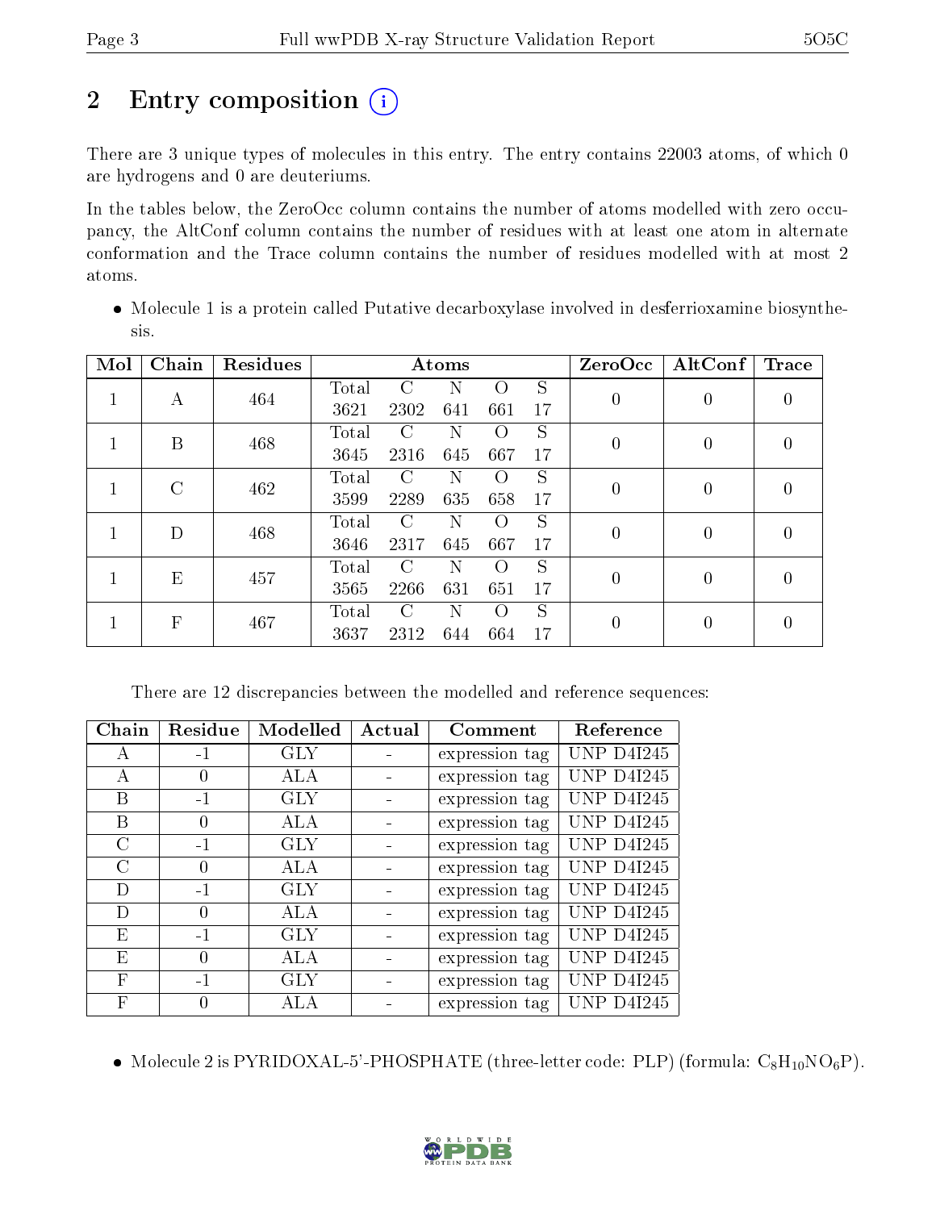## 2 Entry composition (i)

There are 3 unique types of molecules in this entry. The entry contains 22003 atoms, of which 0 are hydrogens and 0 are deuteriums.

In the tables below, the ZeroOcc column contains the number of atoms modelled with zero occupancy, the AltConf column contains the number of residues with at least one atom in alternate conformation and the Trace column contains the number of residues modelled with at most 2 atoms.

- Molecule 1 is a protein called Putative decarboxylase involved in desferrioxamine biosynthesis.

| Mol | Chain | Residues | Atoms | | | | | ZeroOcc | AltConf | Trace |
|---|---|---|---|---|---|---|---|---|---|---|
| 1 | A | 464 | Total 3621 | C 2302 | N 641 | O 661 | S 17 | 0 | 0 | 0 |
| 1 | B | 468 | Total 3645 | C 2316 | N 645 | O 667 | S 17 | 0 | 0 | 0 |
| 1 | C | 462 | Total 3599 | C 2289 | N 635 | O 658 | S 17 | 0 | 0 | 0 |
| 1 | D | 468 | Total 3646 | C 2317 | N 645 | O 667 | S 17 | 0 | 0 | 0 |
| 1 | E | 457 | Total 3565 | C 2266 | N 631 | O 651 | S 17 | 0 | 0 | 0 |
| 1 | F | 467 | Total 3637 | C 2312 | N 644 | O 664 | S 17 | 0 | 0 | 0 |

There are 12 discrepancies between the modelled and reference sequences:

| Chain | Residue | Modelled | Actual | Comment | Reference |
|---|---|---|---|---|---|
| A | -1 | GLY | - | expression tag | UNP D4I245 |
| A | 0 | ALA | - | expression tag | UNP D4I245 |
| B | -1 | GLY | - | expression tag | UNP D4I245 |
| B | 0 | ALA | - | expression tag | UNP D4I245 |
| C | -1 | GLY | - | expression tag | UNP D4I245 |
| C | 0 | ALA | - | expression tag | UNP D4I245 |
| D | -1 | GLY | - | expression tag | UNP D4I245 |
| D | 0 | ALA | - | expression tag | UNP D4I245 |
| E | -1 | GLY | - | expression tag | UNP D4I245 |
| E | 0 | ALA | - | expression tag | UNP D4I245 |
| F | -1 | GLY | - | expression tag | UNP D4I245 |
| F | 0 | ALA | - | expression tag | UNP D4I245 |

- Molecule 2 is PYRIDOXAL-5'-PHOSPHATE (three-letter code: PLP) (formula: $C_8H_{10}NO_6P$).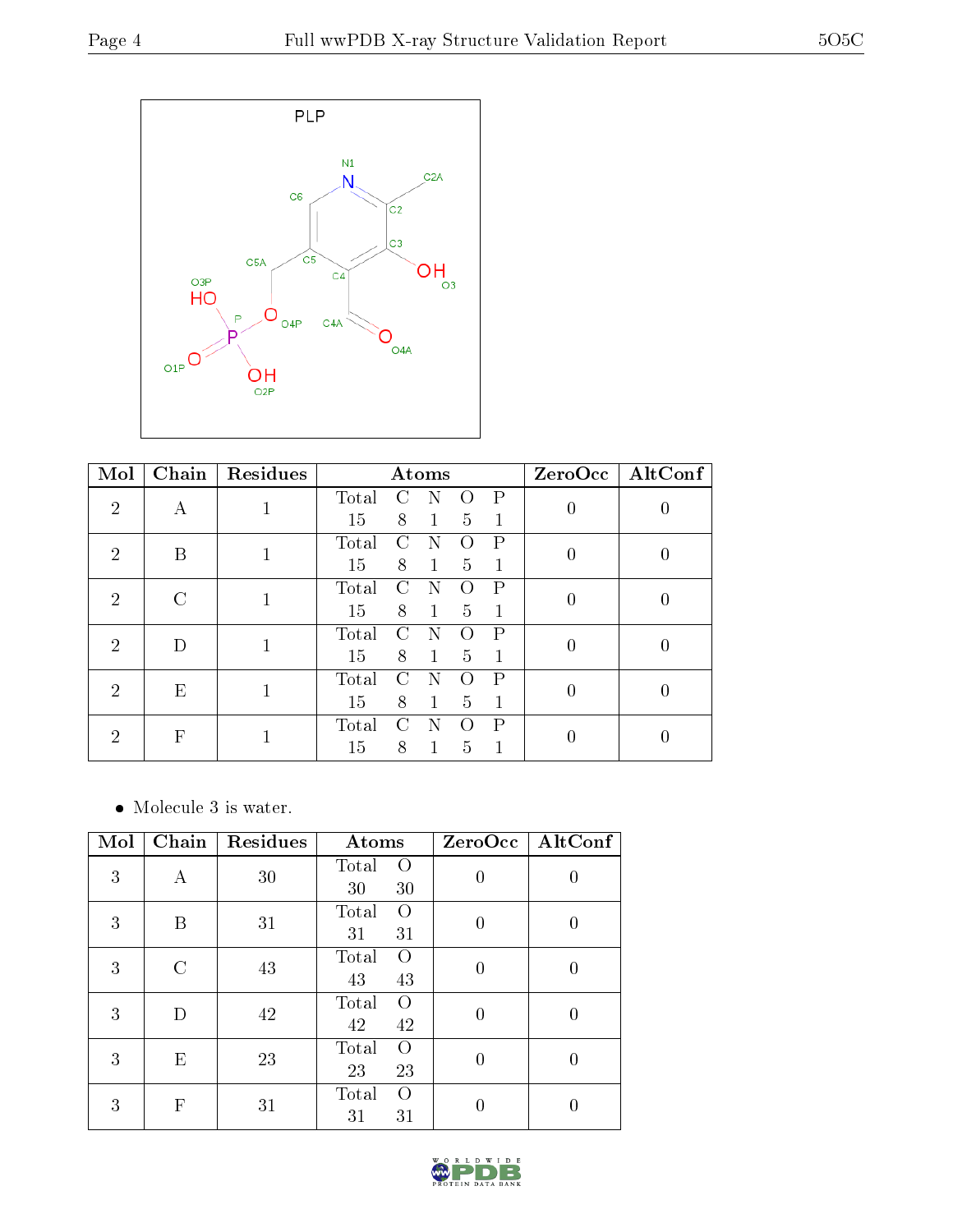| Mol | Chain | Residues | Atoms | | | | | ZeroOcc | AltConf |
|---|---|---|---|---|---|---|---|---|---|
| | | | Total | C | N | O | P | | |
| 2 | A | 1 | 15 | 8 | 1 | 5 | 1 | 0 | 0 |
| 2 | B | 1 | 15 | 8 | 1 | 5 | 1 | 0 | 0 |
| 2 | C | 1 | 15 | 8 | 1 | 5 | 1 | 0 | 0 |
| 2 | D | 1 | 15 | 8 | 1 | 5 | 1 | 0 | 0 |
| 2 | E | 1 | 15 | 8 | 1 | 5 | 1 | 0 | 0 |
| 2 | F | 1 | 15 | 8 | 1 | 5 | 1 | 0 | 0 |

- Molecule 3 is water.

| Mol | Chain | Residues | Atoms | | ZeroOcc | AltConf |
|---|---|---|---|---|---|---|
| | | | Total | O | | |
| 3 | A | 30 | 30 | 30 | 0 | 0 |
| 3 | B | 31 | 31 | 31 | 0 | 0 |
| 3 | C | 43 | 43 | 43 | 0 | 0 |
| 3 | D | 42 | 42 | 42 | 0 | 0 |
| 3 | E | 23 | 23 | 23 | 0 | 0 |
| 3 | F | 31 | 31 | 31 | 0 | 0 |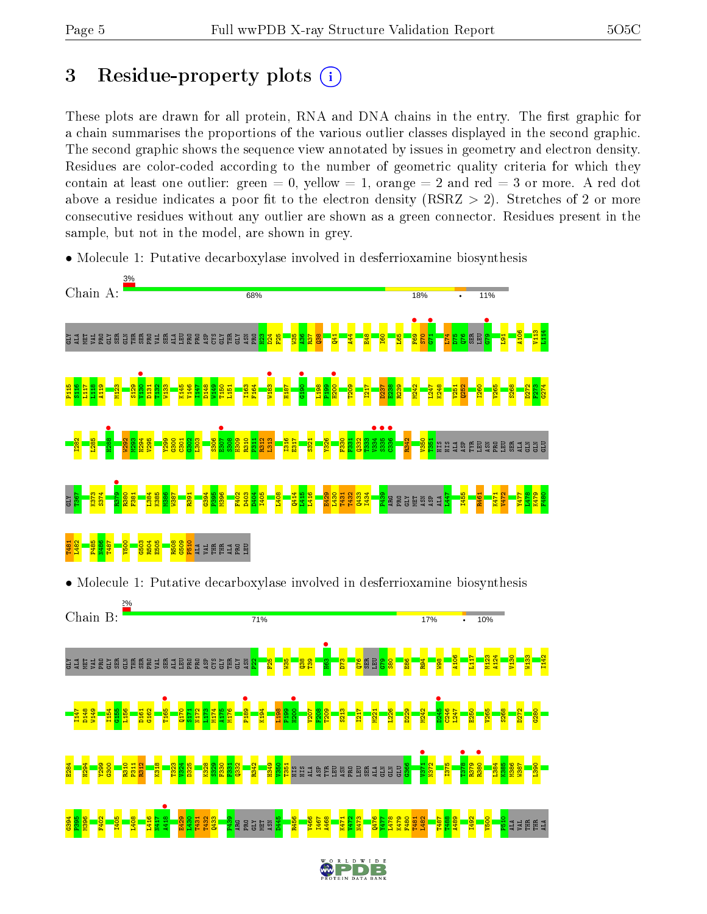# 3 Residue-property plots

These plots are drawn for all protein, RNA and DNA chains in the entry. The first graphic for a chain summarises the proportions of the various outlier classes displayed in the second graphic. The second graphic shows the sequence view annotated by issues in geometry and electron density. Residues are color-coded according to the number of geometric quality criteria for which they contain at least one outlier: green = 0, yellow = 1, orange = 2 and red = 3 or more. A red dot above a residue indicates a poor fit to the electron density (RSRZ > 2). Stretches of 2 or more consecutive residues without any outlier are shown as a green connector. Residues present in the sample, but not in the model, are shown in grey.

- Molecule 1: Putative decarboxylase involved in desferrioxamine biosynthesis

Chain A: 3% | 68% | 18% | • | 11%

- Molecule 1: Putative decarboxylase involved in desferrioxamine biosynthesis

Chain B: 2% | 71% | 17% | • | 10%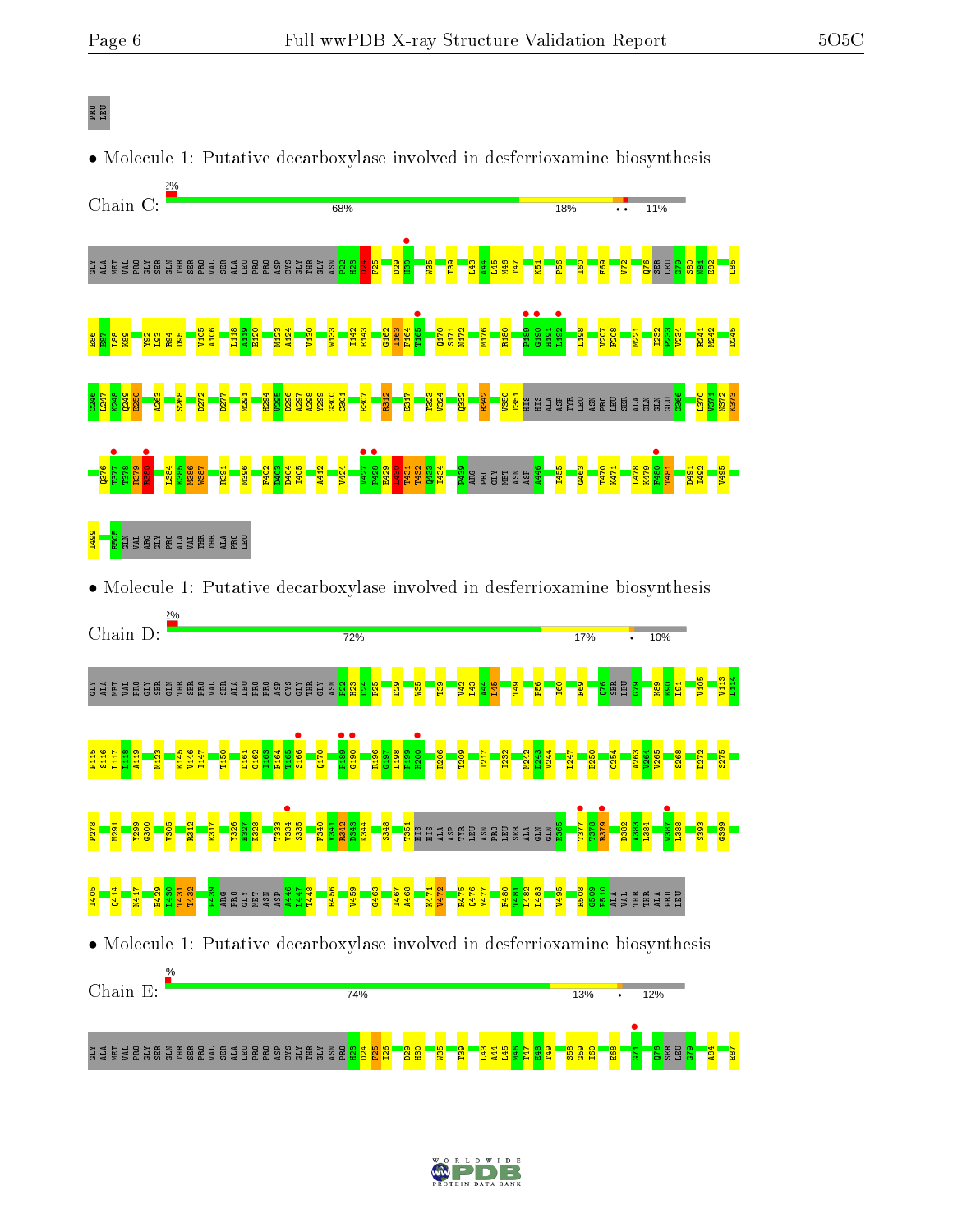PRO
LEU

• Molecule 1: Putative decarboxylase involved in desferrioxamine biosynthesis

Chain C: 2% | 68% | 18% | • • | 11%

GLY ALA MET VAL PRO GLY SER GLN THR SER PRO VAL SER ALA LEU PRO PRO ASP CYS GLY THR GLY ASN P22 H23 D24 F25 D29 H30 W35 T39 L43 A44 L45 M46 T47 K51 P56 I60 F69 V72 Q76 SER LEU G79 S80 N81 E82 L85 E86 E87 L88 K89 Y92 L93 R94 D95 V105 A106 L118 A119 E120 M123 A124 V130 W133 I142 E143 G162 I163 F164 T165 Q170 S171 M172 M176 R180 P189 G190 H191 L192 L198 V207 F208 M221 I232 F233 V234 R241 M242 D245 C246 I247 A248 D249 E250 A263 S268 D272 D277 M291 H294 V295 D296 A297 A298 Y299 G300 G301 E307 R312 E317 T323 V324 Q332 R342 V350 T351 HIS HIS ALA ASP TYR LEU ASN PRO LEU SER ALA GLN GLN GLU G366 L370 V371 N372 K373 Q376 T377 T378 R379 K380 L384 K385 M386 W387 R391 M396 F402 D403 D404 I405 A412 V424 V427 F428 E429 L430 T431 T432 Q433 I434 F439 ARG PRO GLY MET ASN ASP A446 I455 G463 T470 K471 L478 K479 F480 T481 D491 I492 V495 I499 E505 GLN VAL ARG GLY PRO ALA VAL THR THR ALA PRO LEU

• Molecule 1: Putative decarboxylase involved in desferrioxamine biosynthesis

Chain D: 2% | 72% | 17% | • | 10%

GLY ALA MET VAL PRO GLY SER GLN THR SER PRO VAL SER ALA LEU PRO PRO ASP CYS GLY THR GLY ASN P22 H23 D24 F25 D29 W35 T39 V42 L43 A44 L45 T49 P56 I60 F69 Q76 SER LEU G79 K89 K90 L91 V105 V113 L114 P115 S116 L117 L118 A119 M123 K145 V146 I147 T150 D161 G162 I163 F164 S166 Q170 P189 G190 R196 G197 L198 F199 H200 R206 T209 I217 I232 M242 D243 V244 L247 E250 C254 A263 V264 V265 S268 D272 S275 P278 M291 Y299 G300 V305 R312 E317 Y326 H327 K328 T333 T334 S335 F340 V341 R342 D343 K344 S348 T351 HIS HIS ALA ASP TYR LEU ASN PRO LEU SER ALA GLN GLN GLU E365 T377 T378 R379 D382 A383 L384 W387 L388 S393 G399 I405 Q414 V417 E429 L430 T431 T432 F439 ARG PRO GLY MET ASN ASP A446 L447 T448 R456 V459 G463 I467 A468 K471 V472 R475 Q476 V477 F480 T481 L482 L483 V495 R508 G509 P510 ALA VAL THR THR ALA PRO LEU

• Molecule 1: Putative decarboxylase involved in desferrioxamine biosynthesis

Chain E: % | 74% | 13% | • | 12%

GLY ALA MET VAL PRO GLY SER GLN THR SER PRO VAL SER ALA LEU PRO PRO ASP CYS GLY THR GLY ASN PRO H23 D24 F25 I26 D29 H30 W35 T39 L43 A44 L45 M46 T47 E48 T49 S58 G59 I60 E68 G71 Q76 SER LEU G79 A84 E87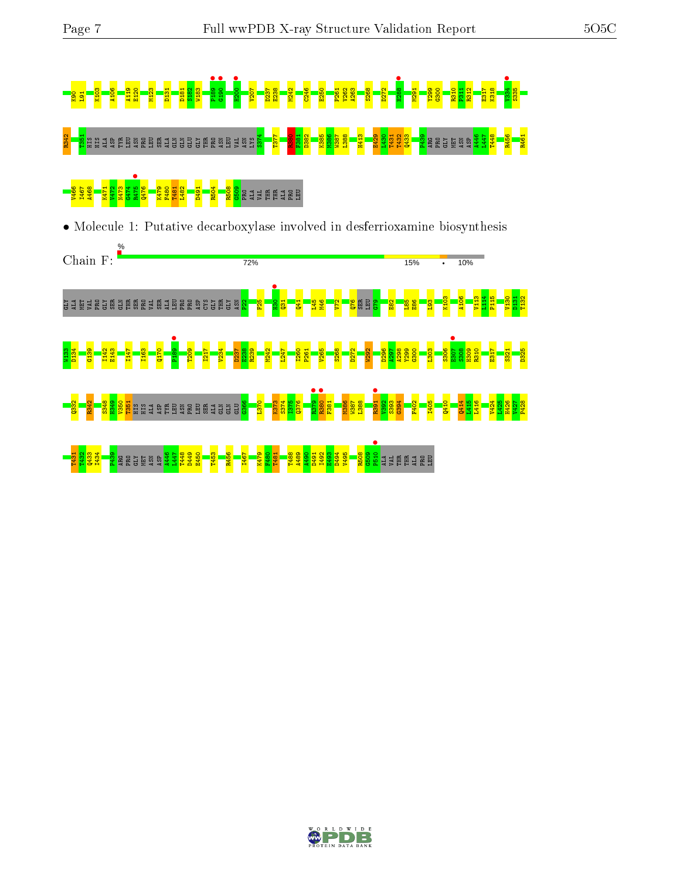K90 L91 K103 A106 A119 E120 M123 D131 D181 S182 W183 P189 G190 H200 V207 D237 E238 M242 C246 E250 P261 V262 A263 S268 D272 H288 M291 Y299 G300 R310 P311 R312 E317 K318 V334 S335

R342 T351 HIS HIS ALA ASP TYR LEU ASN PRO LEU SER ALA GLN GLN GLU GLY THR PRO ASN ASN LEU VAL ASN LYS S374 T377 R380 F381 D382 K385 M386 W387 L388 H413 E429 L430 T431 T432 Q433 F439 ARG PRO GLY MET ASN ASP A446 L447 T448 R456 R461

V466 I467 A468 K471 V472 N473 G474 R475 Q476 K479 F480 T481 L482 D491 R504 R508 G509 PRO ALA VAL THR THR ALA PRO LEU

- Molecule 1: Putative decarboxylase involved in desferrioxamine biosynthesis

Chain F: % 72% 15% • 10%

GLY ALA MET VAL PRO GLY SER GLN THR SER PRO VAL SER ALA LEU PRO PRO ASP CYS GLY THR GLY ASN P22 F25 T30 Q31 Q41 L45 M46 V72 Q76 SER LEU G79 E82 L85 E86 L93 K103 A106 V113 L114 F115 V130 D131 T132

W133 D134 G139 I142 E143 I147 I163 Q170 P189 T209 I217 V234 D237 E238 R239 M242 L247 I260 P261 V265 S268 D272 W292 D296 A297 A298 Y299 G300 L303 S306 E307 S308 H309 R310 E317 S321 D325

Q332 R342 S348 H349 V350 T351 HIS HIS ALA ASP TYR LEU ASN PRO LEU SER ALA GLN GLN GLU G366 L370 K373 S374 I375 Q376 R379 R380 F381 M386 W387 L388 R391 V392 S393 G394 F402 I405 Q410 Q414 L415 L416 V424 L425 H426 V427 P428

T431 T432 Q433 F434 F439 ARG PRO GLY MET ASN ASP A446 L447 T448 D449 E450 T453 R456 I467 K479 F480 T481 T488 A489 A490 D491 I492 E493 D494 V495 R508 G509 P510 ALA VAL THR THR ALA PRO LEU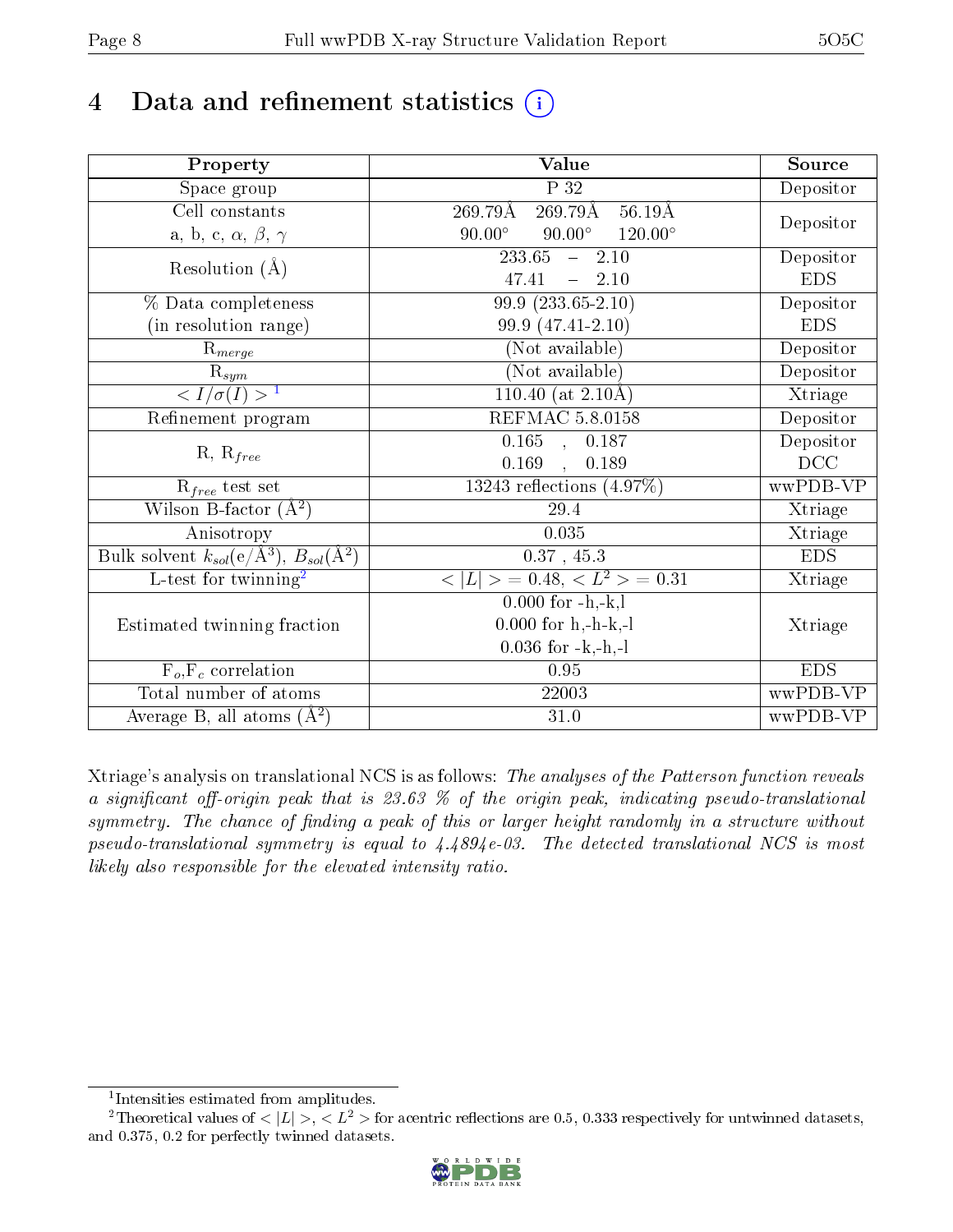# 4 Data and refinement statistics (i)

| Property | Value | Source |
|---|---|---|
| Space group | P 32 | Depositor |
| Cell constants<br>a, b, c, $\alpha$, $\beta$, $\gamma$ | 269.79Å 269.79Å 56.19Å<br>90.00° 90.00° 120.00° | Depositor |
| Resolution (Å) | 233.65 – 2.10<br>47.41 – 2.10 | Depositor<br>EDS |
| % Data completeness<br>(in resolution range) | 99.9 (233.65-2.10)<br>99.9 (47.41-2.10) | Depositor<br>EDS |
| $R_{merge}$ | (Not available) | Depositor |
| $R_{sym}$ | (Not available) | Depositor |
| $< I/\sigma(I) >$ [1] | 110.40 (at 2.10Å) | Xtriage |
| Refinement program | REFMAC 5.8.0158 | Depositor |
| R, $R_{free}$ | 0.165 , 0.187<br>0.169 , 0.189 | Depositor<br>DCC |
| $R_{free}$ test set | 13243 reflections (4.97%) | wwPDB-VP |
| Wilson B-factor (Å$^2$) | 29.4 | Xtriage |
| Anisotropy | 0.035 | Xtriage |
| Bulk solvent $k_{sol}$(e/Å$^3$), $B_{sol}$(Å$^2$) | 0.37 , 45.3 | EDS |
| L-test for twinning[2] | $< \|L\| >$ = 0.48, $< L^2 >$ = 0.31 | Xtriage |
| Estimated twinning fraction | 0.000 for -h,-k,l<br>0.000 for h,-h-k,-l<br>0.036 for -k,-h,-l | Xtriage |
| $F_o$,$F_c$ correlation | 0.95 | EDS |
| Total number of atoms | 22003 | wwPDB-VP |
| Average B, all atoms (Å$^2$) | 31.0 | wwPDB-VP |

Xtriage's analysis on translational NCS is as follows: *The analyses of the Patterson function reveals a significant off-origin peak that is 23.63 % of the origin peak, indicating pseudo-translational symmetry. The chance of finding a peak of this or larger height randomly in a structure without pseudo-translational symmetry is equal to 4.4894e-03. The detected translational NCS is most likely also responsible for the elevated intensity ratio.*

[1] Intensities estimated from amplitudes.

[2] Theoretical values of $< |L| >$, $< L^2 >$ for acentric reflections are 0.5, 0.333 respectively for untwinned datasets, and 0.375, 0.2 for perfectly twinned datasets.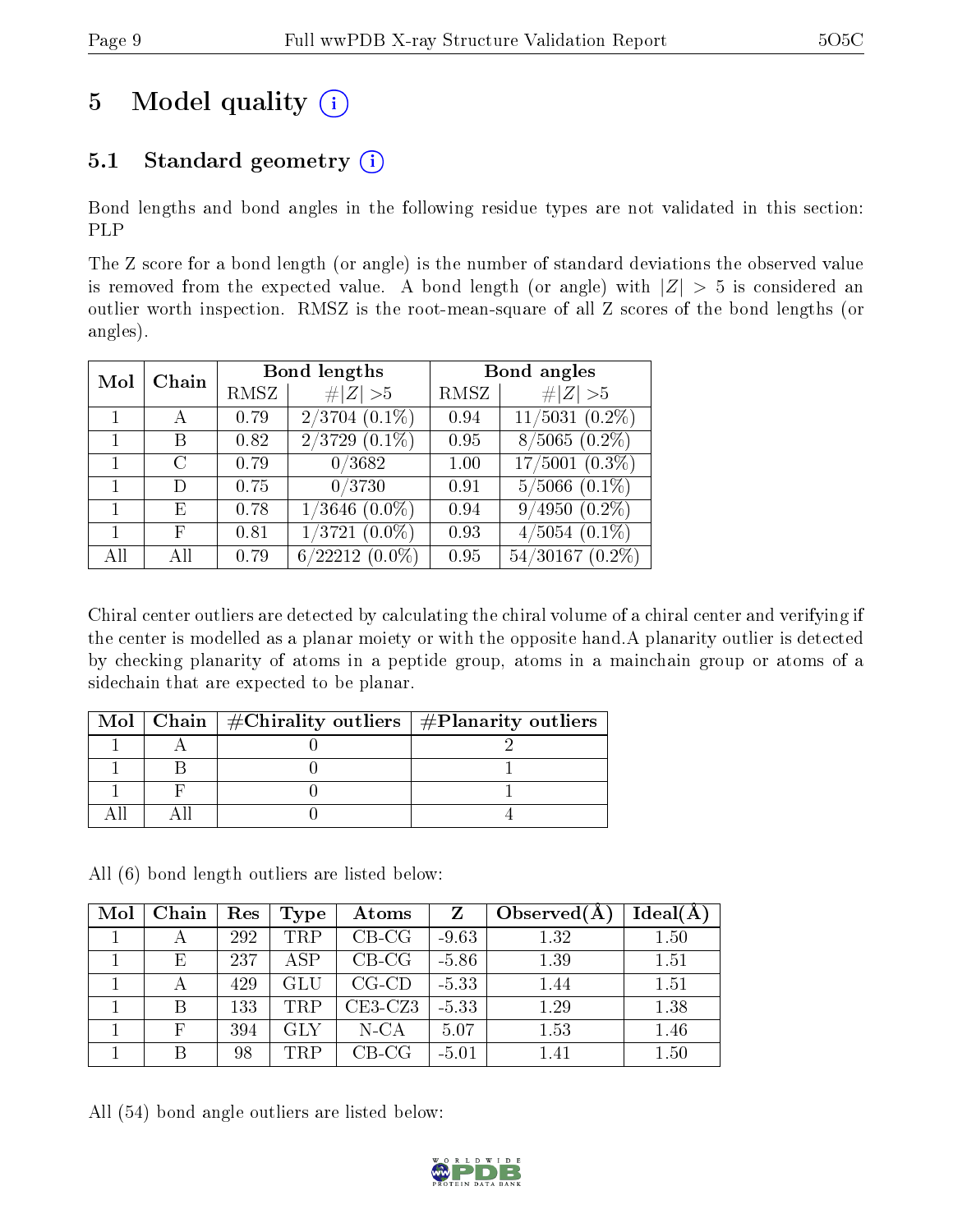# 5 Model quality (i)

## 5.1 Standard geometry (i)

Bond lengths and bond angles in the following residue types are not validated in this section: PLP

The Z score for a bond length (or angle) is the number of standard deviations the observed value is removed from the expected value. A bond length (or angle) with $|Z| > 5$ is considered an outlier worth inspection. RMSZ is the root-mean-square of all Z scores of the bond lengths (or angles).

| Mol | Chain | Bond lengths | | Bond angles | |
|---|---|---|---|---|---|
| | | RMSZ | $\#\|Z\| > 5$ | RMSZ | $\#\|Z\| > 5$ |
| 1 | A | 0.79 | 2/3704 (0.1%) | 0.94 | 11/5031 (0.2%) |
| 1 | B | 0.82 | 2/3729 (0.1%) | 0.95 | 8/5065 (0.2%) |
| 1 | C | 0.79 | 0/3682 | 1.00 | 17/5001 (0.3%) |
| 1 | D | 0.75 | 0/3730 | 0.91 | 5/5066 (0.1%) |
| 1 | E | 0.78 | 1/3646 (0.0%) | 0.94 | 9/4950 (0.2%) |
| 1 | F | 0.81 | 1/3721 (0.0%) | 0.93 | 4/5054 (0.1%) |
| All | All | 0.79 | 6/22212 (0.0%) | 0.95 | 54/30167 (0.2%) |

Chiral center outliers are detected by calculating the chiral volume of a chiral center and verifying if the center is modelled as a planar moiety or with the opposite hand.A planarity outlier is detected by checking planarity of atoms in a peptide group, atoms in a mainchain group or atoms of a sidechain that are expected to be planar.

| Mol | Chain | #Chirality outliers | #Planarity outliers |
|---|---|---|---|
| 1 | A | 0 | 2 |
| 1 | B | 0 | 1 |
| 1 | F | 0 | 1 |
| All | All | 0 | 4 |

All (6) bond length outliers are listed below:

| Mol | Chain | Res | Type | Atoms | Z | Observed(Å) | Ideal(Å) |
|---|---|---|---|---|---|---|---|
| 1 | A | 292 | TRP | CB-CG | -9.63 | 1.32 | 1.50 |
| 1 | E | 237 | ASP | CB-CG | -5.86 | 1.39 | 1.51 |
| 1 | A | 429 | GLU | CG-CD | -5.33 | 1.44 | 1.51 |
| 1 | B | 133 | TRP | CE3-CZ3 | -5.33 | 1.29 | 1.38 |
| 1 | F | 394 | GLY | N-CA | 5.07 | 1.53 | 1.46 |
| 1 | B | 98 | TRP | CB-CG | -5.01 | 1.41 | 1.50 |

All (54) bond angle outliers are listed below: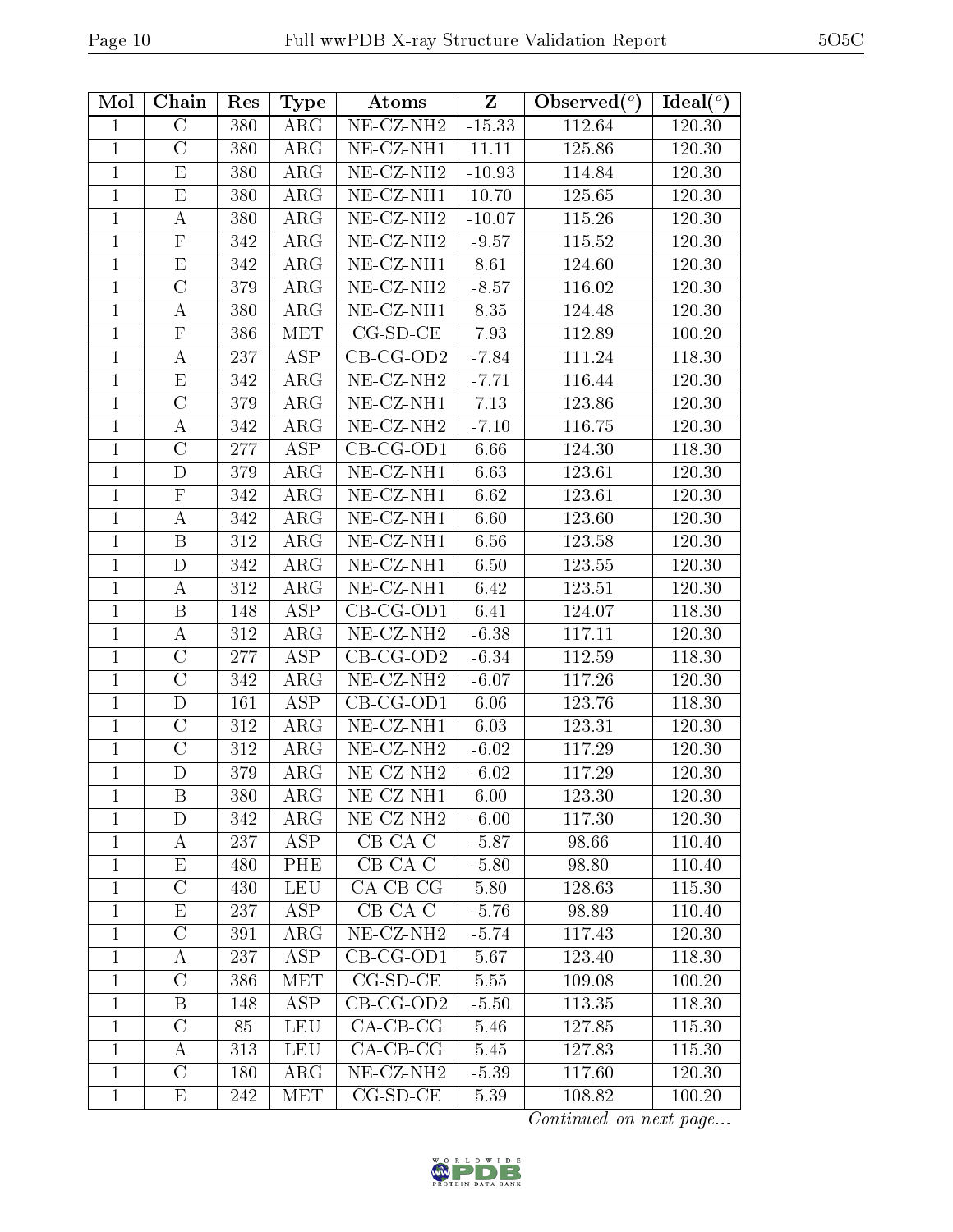| Mol | Chain | Res | Type | Atoms | Z | Observed(°) | Ideal(°) |
|---|---|---|---|---|---|---|---|
| 1 | C | 380 | ARG | NE-CZ-NH2 | -15.33 | 112.64 | 120.30 |
| 1 | C | 380 | ARG | NE-CZ-NH1 | 11.11 | 125.86 | 120.30 |
| 1 | E | 380 | ARG | NE-CZ-NH2 | -10.93 | 114.84 | 120.30 |
| 1 | E | 380 | ARG | NE-CZ-NH1 | 10.70 | 125.65 | 120.30 |
| 1 | A | 380 | ARG | NE-CZ-NH2 | -10.07 | 115.26 | 120.30 |
| 1 | F | 342 | ARG | NE-CZ-NH2 | -9.57 | 115.52 | 120.30 |
| 1 | E | 342 | ARG | NE-CZ-NH1 | 8.61 | 124.60 | 120.30 |
| 1 | C | 379 | ARG | NE-CZ-NH2 | -8.57 | 116.02 | 120.30 |
| 1 | A | 380 | ARG | NE-CZ-NH1 | 8.35 | 124.48 | 120.30 |
| 1 | F | 386 | MET | CG-SD-CE | 7.93 | 112.89 | 100.20 |
| 1 | A | 237 | ASP | CB-CG-OD2 | -7.84 | 111.24 | 118.30 |
| 1 | E | 342 | ARG | NE-CZ-NH2 | -7.71 | 116.44 | 120.30 |
| 1 | C | 379 | ARG | NE-CZ-NH1 | 7.13 | 123.86 | 120.30 |
| 1 | A | 342 | ARG | NE-CZ-NH2 | -7.10 | 116.75 | 120.30 |
| 1 | C | 277 | ASP | CB-CG-OD1 | 6.66 | 124.30 | 118.30 |
| 1 | D | 379 | ARG | NE-CZ-NH1 | 6.63 | 123.61 | 120.30 |
| 1 | F | 342 | ARG | NE-CZ-NH1 | 6.62 | 123.61 | 120.30 |
| 1 | A | 342 | ARG | NE-CZ-NH1 | 6.60 | 123.60 | 120.30 |
| 1 | B | 312 | ARG | NE-CZ-NH1 | 6.56 | 123.58 | 120.30 |
| 1 | D | 342 | ARG | NE-CZ-NH1 | 6.50 | 123.55 | 120.30 |
| 1 | A | 312 | ARG | NE-CZ-NH1 | 6.42 | 123.51 | 120.30 |
| 1 | B | 148 | ASP | CB-CG-OD1 | 6.41 | 124.07 | 118.30 |
| 1 | A | 312 | ARG | NE-CZ-NH2 | -6.38 | 117.11 | 120.30 |
| 1 | C | 277 | ASP | CB-CG-OD2 | -6.34 | 112.59 | 118.30 |
| 1 | C | 342 | ARG | NE-CZ-NH2 | -6.07 | 117.26 | 120.30 |
| 1 | D | 161 | ASP | CB-CG-OD1 | 6.06 | 123.76 | 118.30 |
| 1 | C | 312 | ARG | NE-CZ-NH1 | 6.03 | 123.31 | 120.30 |
| 1 | C | 312 | ARG | NE-CZ-NH2 | -6.02 | 117.29 | 120.30 |
| 1 | D | 379 | ARG | NE-CZ-NH2 | -6.02 | 117.29 | 120.30 |
| 1 | B | 380 | ARG | NE-CZ-NH1 | 6.00 | 123.30 | 120.30 |
| 1 | D | 342 | ARG | NE-CZ-NH2 | -6.00 | 117.30 | 120.30 |
| 1 | A | 237 | ASP | CB-CA-C | -5.87 | 98.66 | 110.40 |
| 1 | E | 480 | PHE | CB-CA-C | -5.80 | 98.80 | 110.40 |
| 1 | C | 430 | LEU | CA-CB-CG | 5.80 | 128.63 | 115.30 |
| 1 | E | 237 | ASP | CB-CA-C | -5.76 | 98.89 | 110.40 |
| 1 | C | 391 | ARG | NE-CZ-NH2 | -5.74 | 117.43 | 120.30 |
| 1 | A | 237 | ASP | CB-CG-OD1 | 5.67 | 123.40 | 118.30 |
| 1 | C | 386 | MET | CG-SD-CE | 5.55 | 109.08 | 100.20 |
| 1 | B | 148 | ASP | CB-CG-OD2 | -5.50 | 113.35 | 118.30 |
| 1 | C | 85 | LEU | CA-CB-CG | 5.46 | 127.85 | 115.30 |
| 1 | A | 313 | LEU | CA-CB-CG | 5.45 | 127.83 | 115.30 |
| 1 | C | 180 | ARG | NE-CZ-NH2 | -5.39 | 117.60 | 120.30 |
| 1 | E | 242 | MET | CG-SD-CE | 5.39 | 108.82 | 100.20 |

*Continued on next page...*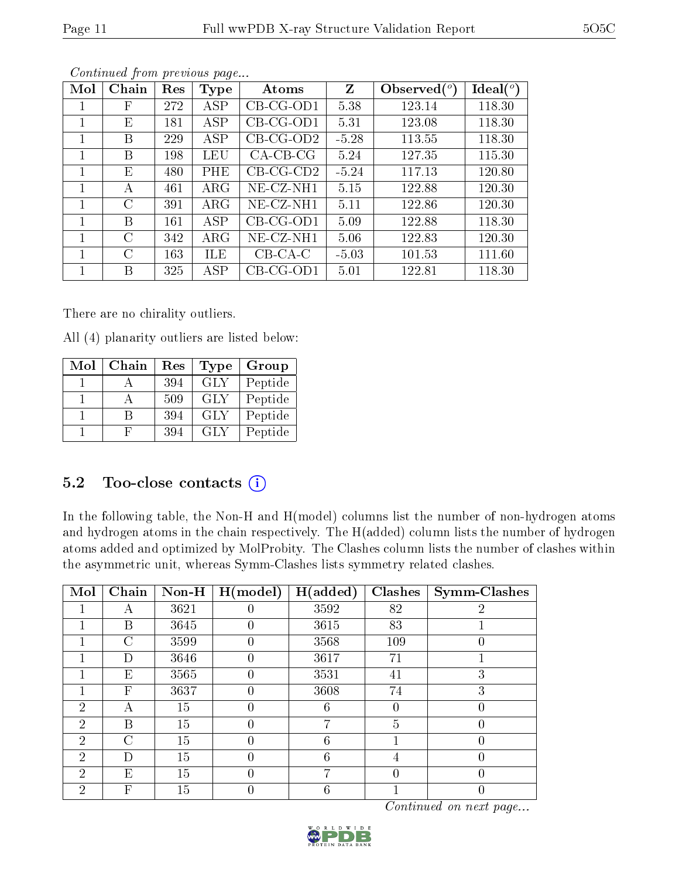*Continued from previous page...*

| Mol | Chain | Res | Type | Atoms | Z | Observed(°) | Ideal(°) |
|---|---|---|---|---|---|---|---|
| 1 | F | 272 | ASP | CB-CG-OD1 | 5.38 | 123.14 | 118.30 |
| 1 | E | 181 | ASP | CB-CG-OD1 | 5.31 | 123.08 | 118.30 |
| 1 | B | 229 | ASP | CB-CG-OD2 | -5.28 | 113.55 | 118.30 |
| 1 | B | 198 | LEU | CA-CB-CG | 5.24 | 127.35 | 115.30 |
| 1 | E | 480 | PHE | CB-CG-CD2 | -5.24 | 117.13 | 120.80 |
| 1 | A | 461 | ARG | NE-CZ-NH1 | 5.15 | 122.88 | 120.30 |
| 1 | C | 391 | ARG | NE-CZ-NH1 | 5.11 | 122.86 | 120.30 |
| 1 | B | 161 | ASP | CB-CG-OD1 | 5.09 | 122.88 | 118.30 |
| 1 | C | 342 | ARG | NE-CZ-NH1 | 5.06 | 122.83 | 120.30 |
| 1 | C | 163 | ILE | CB-CA-C | -5.03 | 101.53 | 111.60 |
| 1 | B | 325 | ASP | CB-CG-OD1 | 5.01 | 122.81 | 118.30 |

There are no chirality outliers.

All (4) planarity outliers are listed below:

| Mol | Chain | Res | Type | Group |
|---|---|---|---|---|
| 1 | A | 394 | GLY | Peptide |
| 1 | A | 509 | GLY | Peptide |
| 1 | B | 394 | GLY | Peptide |
| 1 | F | 394 | GLY | Peptide |

## 5.2 Too-close contacts (i)

In the following table, the Non-H and H(model) columns list the number of non-hydrogen atoms and hydrogen atoms in the chain respectively. The H(added) column lists the number of hydrogen atoms added and optimized by MolProbity. The Clashes column lists the number of clashes within the asymmetric unit, whereas Symm-Clashes lists symmetry related clashes.

| Mol | Chain | Non-H | H(model) | H(added) | Clashes | Symm-Clashes |
|---|---|---|---|---|---|---|
| 1 | A | 3621 | 0 | 3592 | 82 | 2 |
| 1 | B | 3645 | 0 | 3615 | 83 | 1 |
| 1 | C | 3599 | 0 | 3568 | 109 | 0 |
| 1 | D | 3646 | 0 | 3617 | 71 | 1 |
| 1 | E | 3565 | 0 | 3531 | 41 | 3 |
| 1 | F | 3637 | 0 | 3608 | 74 | 3 |
| 2 | A | 15 | 0 | 6 | 0 | 0 |
| 2 | B | 15 | 0 | 7 | 5 | 0 |
| 2 | C | 15 | 0 | 6 | 1 | 0 |
| 2 | D | 15 | 0 | 6 | 4 | 0 |
| 2 | E | 15 | 0 | 7 | 0 | 0 |
| 2 | F | 15 | 0 | 6 | 1 | 0 |

*Continued on next page...*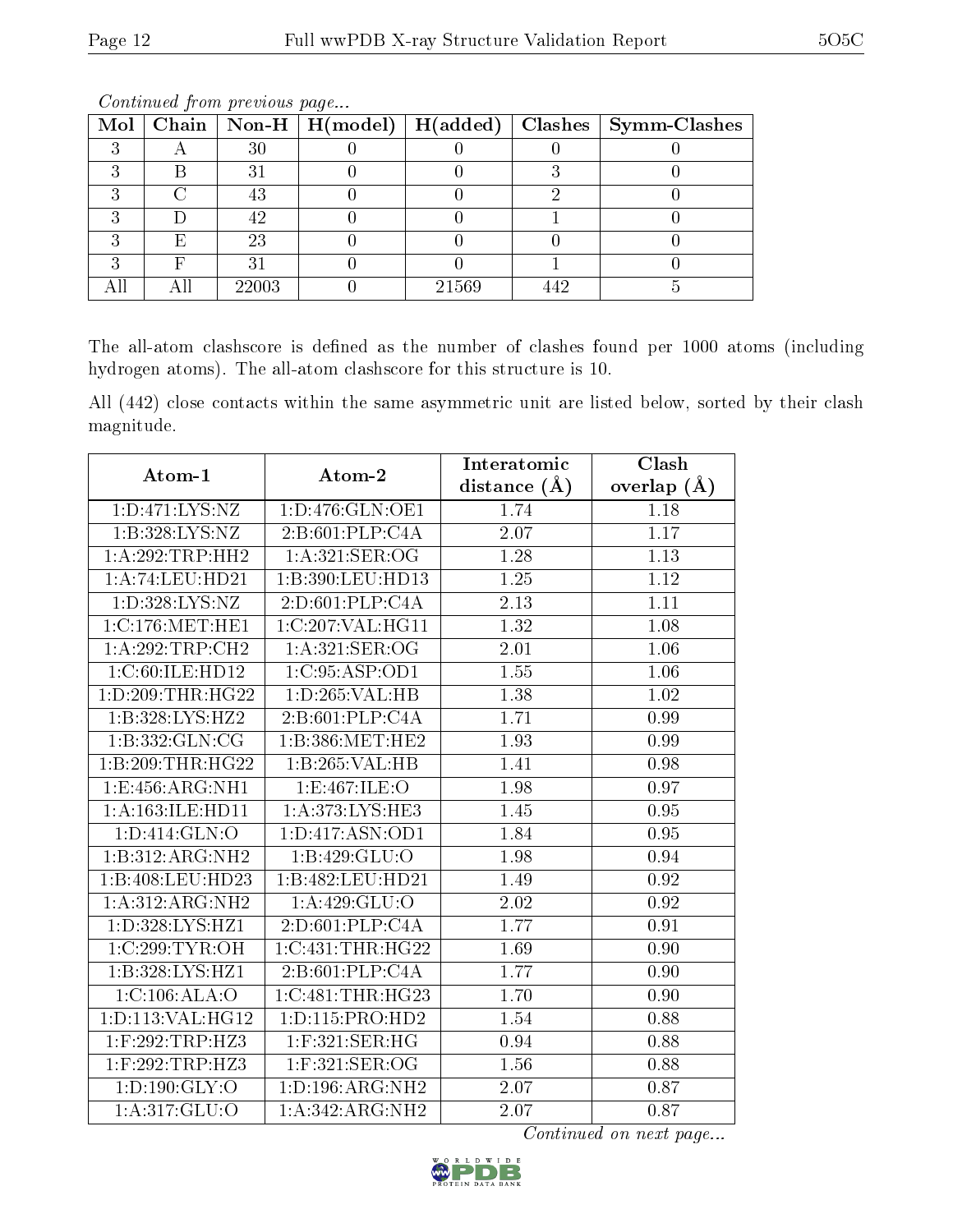*Continued from previous page...*

| Mol | Chain | Non-H | H(model) | H(added) | Clashes | Symm-Clashes |
|---|---|---|---|---|---|---|
| 3 | A | 30 | 0 | 0 | 0 | 0 |
| 3 | B | 31 | 0 | 0 | 3 | 0 |
| 3 | C | 43 | 0 | 0 | 2 | 0 |
| 3 | D | 42 | 0 | 0 | 1 | 0 |
| 3 | E | 23 | 0 | 0 | 0 | 0 |
| 3 | F | 31 | 0 | 0 | 1 | 0 |
| All | All | 22003 | 0 | 21569 | 442 | 5 |

The all-atom clashscore is defined as the number of clashes found per 1000 atoms (including hydrogen atoms). The all-atom clashscore for this structure is 10.

All (442) close contacts within the same asymmetric unit are listed below, sorted by their clash magnitude.

| Atom-1 | Atom-2 | Interatomic distance (Å) | Clash overlap (Å) |
|---|---|---|---|
| 1:D:471:LYS:NZ | 1:D:476:GLN:OE1 | 1.74 | 1.18 |
| 1:B:328:LYS:NZ | 2:B:601:PLP:C4A | 2.07 | 1.17 |
| 1:A:292:TRP:HH2 | 1:A:321:SER:OG | 1.28 | 1.13 |
| 1:A:74:LEU:HD21 | 1:B:390:LEU:HD13 | 1.25 | 1.12 |
| 1:D:328:LYS:NZ | 2:D:601:PLP:C4A | 2.13 | 1.11 |
| 1:C:176:MET:HE1 | 1:C:207:VAL:HG11 | 1.32 | 1.08 |
| 1:A:292:TRP:CH2 | 1:A:321:SER:OG | 2.01 | 1.06 |
| 1:C:60:ILE:HD12 | 1:C:95:ASP:OD1 | 1.55 | 1.06 |
| 1:D:209:THR:HG22 | 1:D:265:VAL:HB | 1.38 | 1.02 |
| 1:B:328:LYS:HZ2 | 2:B:601:PLP:C4A | 1.71 | 0.99 |
| 1:B:332:GLN:CG | 1:B:386:MET:HE2 | 1.93 | 0.99 |
| 1:B:209:THR:HG22 | 1:B:265:VAL:HB | 1.41 | 0.98 |
| 1:E:456:ARG:NH1 | 1:E:467:ILE:O | 1.98 | 0.97 |
| 1:A:163:ILE:HD11 | 1:A:373:LYS:HE3 | 1.45 | 0.95 |
| 1:D:414:GLN:O | 1:D:417:ASN:OD1 | 1.84 | 0.95 |
| 1:B:312:ARG:NH2 | 1:B:429:GLU:O | 1.98 | 0.94 |
| 1:B:408:LEU:HD23 | 1:B:482:LEU:HD21 | 1.49 | 0.92 |
| 1:A:312:ARG:NH2 | 1:A:429:GLU:O | 2.02 | 0.92 |
| 1:D:328:LYS:HZ1 | 2:D:601:PLP:C4A | 1.77 | 0.91 |
| 1:C:299:TYR:OH | 1:C:431:THR:HG22 | 1.69 | 0.90 |
| 1:B:328:LYS:HZ1 | 2:B:601:PLP:C4A | 1.77 | 0.90 |
| 1:C:106:ALA:O | 1:C:481:THR:HG23 | 1.70 | 0.90 |
| 1:D:113:VAL:HG12 | 1:D:115:PRO:HD2 | 1.54 | 0.88 |
| 1:F:292:TRP:HZ3 | 1:F:321:SER:HG | 0.94 | 0.88 |
| 1:F:292:TRP:HZ3 | 1:F:321:SER:OG | 1.56 | 0.88 |
| 1:D:190:GLY:O | 1:D:196:ARG:NH2 | 2.07 | 0.87 |
| 1:A:317:GLU:O | 1:A:342:ARG:NH2 | 2.07 | 0.87 |

*Continued on next page...*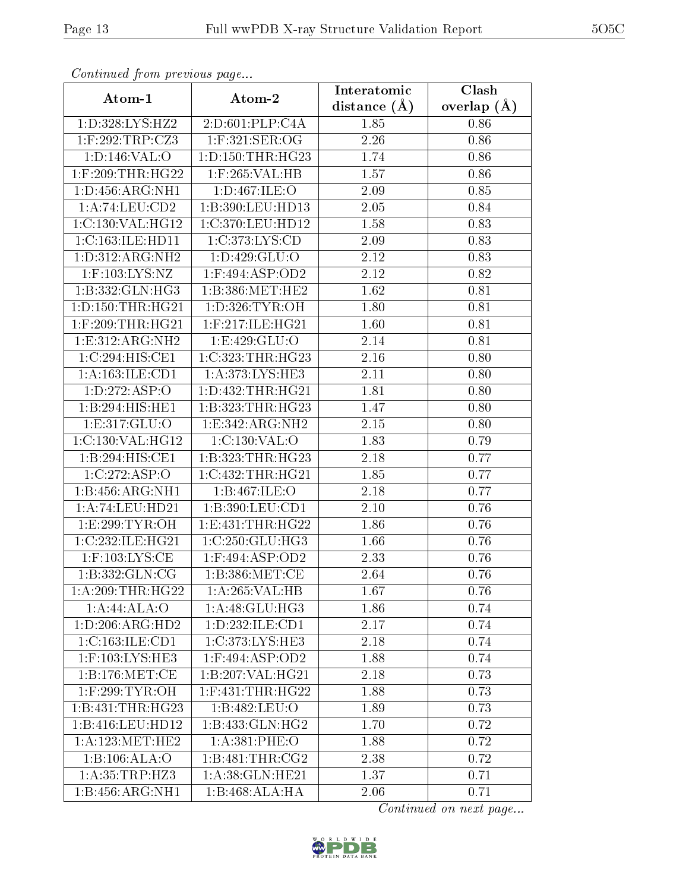*Continued from previous page...*

| Atom-1 | Atom-2 | Interatomic distance (Å) | Clash overlap (Å) |
| --- | --- | --- | --- |
| 1:D:328:LYS:HZ2 | 2:D:601:PLP:C4A | 1.85 | 0.86 |
| 1:F:292:TRP:CZ3 | 1:F:321:SER:OG | 2.26 | 0.86 |
| 1:D:146:VAL:O | 1:D:150:THR:HG23 | 1.74 | 0.86 |
| 1:F:209:THR:HG22 | 1:F:265:VAL:HB | 1.57 | 0.86 |
| 1:D:456:ARG:NH1 | 1:D:467:ILE:O | 2.09 | 0.85 |
| 1:A:74:LEU:CD2 | 1:B:390:LEU:HD13 | 2.05 | 0.84 |
| 1:C:130:VAL:HG12 | 1:C:370:LEU:HD12 | 1.58 | 0.83 |
| 1:C:163:ILE:HD11 | 1:C:373:LYS:CD | 2.09 | 0.83 |
| 1:D:312:ARG:NH2 | 1:D:429:GLU:O | 2.12 | 0.83 |
| 1:F:103:LYS:NZ | 1:F:494:ASP:OD2 | 2.12 | 0.82 |
| 1:B:332:GLN:HG3 | 1:B:386:MET:HE2 | 1.62 | 0.81 |
| 1:D:150:THR:HG21 | 1:D:326:TYR:OH | 1.80 | 0.81 |
| 1:F:209:THR:HG21 | 1:F:217:ILE:HG21 | 1.60 | 0.81 |
| 1:E:312:ARG:NH2 | 1:E:429:GLU:O | 2.14 | 0.81 |
| 1:C:294:HIS:CE1 | 1:C:323:THR:HG23 | 2.16 | 0.80 |
| 1:A:163:ILE:CD1 | 1:A:373:LYS:HE3 | 2.11 | 0.80 |
| 1:D:272:ASP:O | 1:D:432:THR:HG21 | 1.81 | 0.80 |
| 1:B:294:HIS:HE1 | 1:B:323:THR:HG23 | 1.47 | 0.80 |
| 1:E:317:GLU:O | 1:E:342:ARG:NH2 | 2.15 | 0.80 |
| 1:C:130:VAL:HG12 | 1:C:130:VAL:O | 1.83 | 0.79 |
| 1:B:294:HIS:CE1 | 1:B:323:THR:HG23 | 2.18 | 0.77 |
| 1:C:272:ASP:O | 1:C:432:THR:HG21 | 1.85 | 0.77 |
| 1:B:456:ARG:NH1 | 1:B:467:ILE:O | 2.18 | 0.77 |
| 1:A:74:LEU:HD21 | 1:B:390:LEU:CD1 | 2.10 | 0.76 |
| 1:E:299:TYR:OH | 1:E:431:THR:HG22 | 1.86 | 0.76 |
| 1:C:232:ILE:HG21 | 1:C:250:GLU:HG3 | 1.66 | 0.76 |
| 1:F:103:LYS:CE | 1:F:494:ASP:OD2 | 2.33 | 0.76 |
| 1:B:332:GLN:CG | 1:B:386:MET:CE | 2.64 | 0.76 |
| 1:A:209:THR:HG22 | 1:A:265:VAL:HB | 1.67 | 0.76 |
| 1:A:44:ALA:O | 1:A:48:GLU:HG3 | 1.86 | 0.74 |
| 1:D:206:ARG:HD2 | 1:D:232:ILE:CD1 | 2.17 | 0.74 |
| 1:C:163:ILE:CD1 | 1:C:373:LYS:HE3 | 2.18 | 0.74 |
| 1:F:103:LYS:HE3 | 1:F:494:ASP:OD2 | 1.88 | 0.74 |
| 1:B:176:MET:CE | 1:B:207:VAL:HG21 | 2.18 | 0.73 |
| 1:F:299:TYR:OH | 1:F:431:THR:HG22 | 1.88 | 0.73 |
| 1:B:431:THR:HG23 | 1:B:482:LEU:O | 1.89 | 0.73 |
| 1:B:416:LEU:HD12 | 1:B:433:GLN:HG2 | 1.70 | 0.72 |
| 1:A:123:MET:HE2 | 1:A:381:PHE:O | 1.88 | 0.72 |
| 1:B:106:ALA:O | 1:B:481:THR:CG2 | 2.38 | 0.72 |
| 1:A:35:TRP:HZ3 | 1:A:38:GLN:HE21 | 1.37 | 0.71 |
| 1:B:456:ARG:NH1 | 1:B:468:ALA:HA | 2.06 | 0.71 |

*Continued on next page...*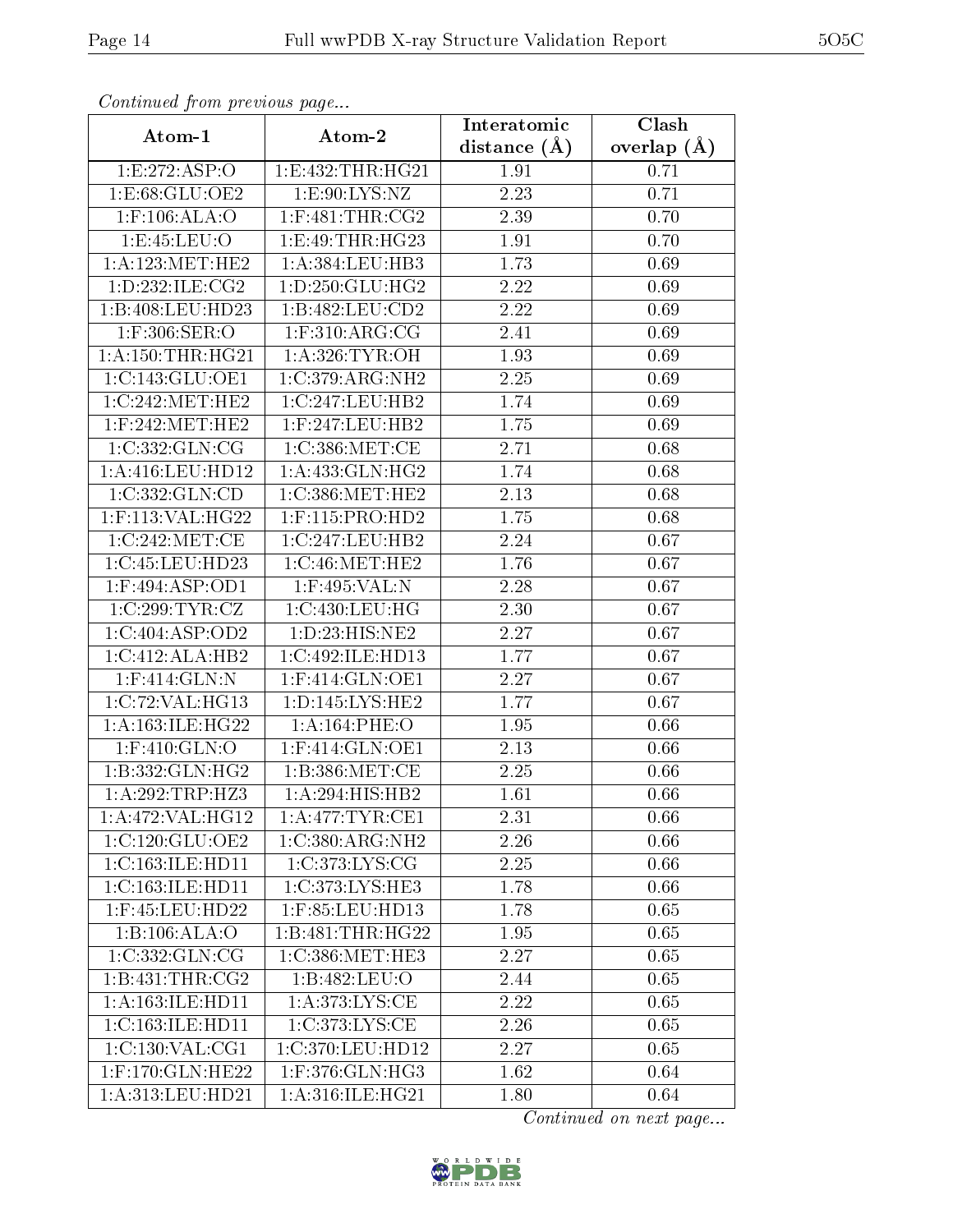*Continued from previous page...*

| Atom-1 | Atom-2 | Interatomic distance (Å) | Clash overlap (Å) |
|---|---|---|---|
| 1:E:272:ASP:O | 1:E:432:THR:HG21 | 1.91 | 0.71 |
| 1:E:68:GLU:OE2 | 1:E:90:LYS:NZ | 2.23 | 0.71 |
| 1:F:106:ALA:O | 1:F:481:THR:CG2 | 2.39 | 0.70 |
| 1:E:45:LEU:O | 1:E:49:THR:HG23 | 1.91 | 0.70 |
| 1:A:123:MET:HE2 | 1:A:384:LEU:HB3 | 1.73 | 0.69 |
| 1:D:232:ILE:CG2 | 1:D:250:GLU:HG2 | 2.22 | 0.69 |
| 1:B:408:LEU:HD23 | 1:B:482:LEU:CD2 | 2.22 | 0.69 |
| 1:F:306:SER:O | 1:F:310:ARG:CG | 2.41 | 0.69 |
| 1:A:150:THR:HG21 | 1:A:326:TYR:OH | 1.93 | 0.69 |
| 1:C:143:GLU:OE1 | 1:C:379:ARG:NH2 | 2.25 | 0.69 |
| 1:C:242:MET:HE2 | 1:C:247:LEU:HB2 | 1.74 | 0.69 |
| 1:F:242:MET:HE2 | 1:F:247:LEU:HB2 | 1.75 | 0.69 |
| 1:C:332:GLN:CG | 1:C:386:MET:CE | 2.71 | 0.68 |
| 1:A:416:LEU:HD12 | 1:A:433:GLN:HG2 | 1.74 | 0.68 |
| 1:C:332:GLN:CD | 1:C:386:MET:HE2 | 2.13 | 0.68 |
| 1:F:113:VAL:HG22 | 1:F:115:PRO:HD2 | 1.75 | 0.68 |
| 1:C:242:MET:CE | 1:C:247:LEU:HB2 | 2.24 | 0.67 |
| 1:C:45:LEU:HD23 | 1:C:46:MET:HE2 | 1.76 | 0.67 |
| 1:F:494:ASP:OD1 | 1:F:495:VAL:N | 2.28 | 0.67 |
| 1:C:299:TYR:CZ | 1:C:430:LEU:HG | 2.30 | 0.67 |
| 1:C:404:ASP:OD2 | 1:D:23:HIS:NE2 | 2.27 | 0.67 |
| 1:C:412:ALA:HB2 | 1:C:492:ILE:HD13 | 1.77 | 0.67 |
| 1:F:414:GLN:N | 1:F:414:GLN:OE1 | 2.27 | 0.67 |
| 1:C:72:VAL:HG13 | 1:D:145:LYS:HE2 | 1.77 | 0.67 |
| 1:A:163:ILE:HG22 | 1:A:164:PHE:O | 1.95 | 0.66 |
| 1:F:410:GLN:O | 1:F:414:GLN:OE1 | 2.13 | 0.66 |
| 1:B:332:GLN:HG2 | 1:B:386:MET:CE | 2.25 | 0.66 |
| 1:A:292:TRP:HZ3 | 1:A:294:HIS:HB2 | 1.61 | 0.66 |
| 1:A:472:VAL:HG12 | 1:A:477:TYR:CE1 | 2.31 | 0.66 |
| 1:C:120:GLU:OE2 | 1:C:380:ARG:NH2 | 2.26 | 0.66 |
| 1:C:163:ILE:HD11 | 1:C:373:LYS:CG | 2.25 | 0.66 |
| 1:C:163:ILE:HD11 | 1:C:373:LYS:HE3 | 1.78 | 0.66 |
| 1:F:45:LEU:HD22 | 1:F:85:LEU:HD13 | 1.78 | 0.65 |
| 1:B:106:ALA:O | 1:B:481:THR:HG22 | 1.95 | 0.65 |
| 1:C:332:GLN:CG | 1:C:386:MET:HE3 | 2.27 | 0.65 |
| 1:B:431:THR:CG2 | 1:B:482:LEU:O | 2.44 | 0.65 |
| 1:A:163:ILE:HD11 | 1:A:373:LYS:CE | 2.22 | 0.65 |
| 1:C:163:ILE:HD11 | 1:C:373:LYS:CE | 2.26 | 0.65 |
| 1:C:130:VAL:CG1 | 1:C:370:LEU:HD12 | 2.27 | 0.65 |
| 1:F:170:GLN:HE22 | 1:F:376:GLN:HG3 | 1.62 | 0.64 |
| 1:A:313:LEU:HD21 | 1:A:316:ILE:HG21 | 1.80 | 0.64 |

*Continued on next page...*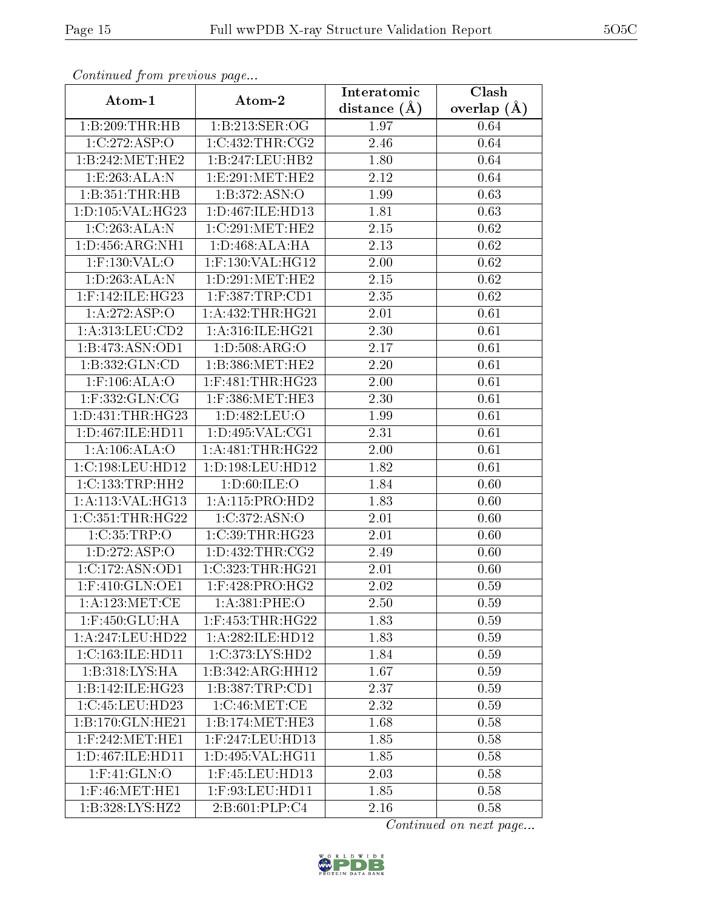*Continued from previous page...*

| Atom-1 | Atom-2 | Interatomic distance (Å) | Clash overlap (Å) |
|---|---|---|---|
| 1:B:209:THR:HB | 1:B:213:SER:OG | 1.97 | 0.64 |
| 1:C:272:ASP:O | 1:C:432:THR:CG2 | 2.46 | 0.64 |
| 1:B:242:MET:HE2 | 1:B:247:LEU:HB2 | 1.80 | 0.64 |
| 1:E:263:ALA:N | 1:E:291:MET:HE2 | 2.12 | 0.64 |
| 1:B:351:THR:HB | 1:B:372:ASN:O | 1.99 | 0.63 |
| 1:D:105:VAL:HG23 | 1:D:467:ILE:HD13 | 1.81 | 0.63 |
| 1:C:263:ALA:N | 1:C:291:MET:HE2 | 2.15 | 0.62 |
| 1:D:456:ARG:NH1 | 1:D:468:ALA:HA | 2.13 | 0.62 |
| 1:F:130:VAL:O | 1:F:130:VAL:HG12 | 2.00 | 0.62 |
| 1:D:263:ALA:N | 1:D:291:MET:HE2 | 2.15 | 0.62 |
| 1:F:142:ILE:HG23 | 1:F:387:TRP:CD1 | 2.35 | 0.62 |
| 1:A:272:ASP:O | 1:A:432:THR:HG21 | 2.01 | 0.61 |
| 1:A:313:LEU:CD2 | 1:A:316:ILE:HG21 | 2.30 | 0.61 |
| 1:B:473:ASN:OD1 | 1:D:508:ARG:O | 2.17 | 0.61 |
| 1:B:332:GLN:CD | 1:B:386:MET:HE2 | 2.20 | 0.61 |
| 1:F:106:ALA:O | 1:F:481:THR:HG23 | 2.00 | 0.61 |
| 1:F:332:GLN:CG | 1:F:386:MET:HE3 | 2.30 | 0.61 |
| 1:D:431:THR:HG23 | 1:D:482:LEU:O | 1.99 | 0.61 |
| 1:D:467:ILE:HD11 | 1:D:495:VAL:CG1 | 2.31 | 0.61 |
| 1:A:106:ALA:O | 1:A:481:THR:HG22 | 2.00 | 0.61 |
| 1:C:198:LEU:HD12 | 1:D:198:LEU:HD12 | 1.82 | 0.61 |
| 1:C:133:TRP:HH2 | 1:D:60:ILE:O | 1.84 | 0.60 |
| 1:A:113:VAL:HG13 | 1:A:115:PRO:HD2 | 1.83 | 0.60 |
| 1:C:351:THR:HG22 | 1:C:372:ASN:O | 2.01 | 0.60 |
| 1:C:35:TRP:O | 1:C:39:THR:HG23 | 2.01 | 0.60 |
| 1:D:272:ASP:O | 1:D:432:THR:CG2 | 2.49 | 0.60 |
| 1:C:172:ASN:OD1 | 1:C:323:THR:HG21 | 2.01 | 0.60 |
| 1:F:410:GLN:OE1 | 1:F:428:PRO:HG2 | 2.02 | 0.59 |
| 1:A:123:MET:CE | 1:A:381:PHE:O | 2.50 | 0.59 |
| 1:F:450:GLU:HA | 1:F:453:THR:HG22 | 1.83 | 0.59 |
| 1:A:247:LEU:HD22 | 1:A:282:ILE:HD12 | 1.83 | 0.59 |
| 1:C:163:ILE:HD11 | 1:C:373:LYS:HD2 | 1.84 | 0.59 |
| 1:B:318:LYS:HA | 1:B:342:ARG:HH12 | 1.67 | 0.59 |
| 1:B:142:ILE:HG23 | 1:B:387:TRP:CD1 | 2.37 | 0.59 |
| 1:C:45:LEU:HD23 | 1:C:46:MET:CE | 2.32 | 0.59 |
| 1:B:170:GLN:HE21 | 1:B:174:MET:HE3 | 1.68 | 0.58 |
| 1:F:242:MET:HE1 | 1:F:247:LEU:HD13 | 1.85 | 0.58 |
| 1:D:467:ILE:HD11 | 1:D:495:VAL:HG11 | 1.85 | 0.58 |
| 1:F:41:GLN:O | 1:F:45:LEU:HD13 | 2.03 | 0.58 |
| 1:F:46:MET:HE1 | 1:F:93:LEU:HD11 | 1.85 | 0.58 |
| 1:B:328:LYS:HZ2 | 2:B:601:PLP:C4 | 2.16 | 0.58 |

*Continued on next page...*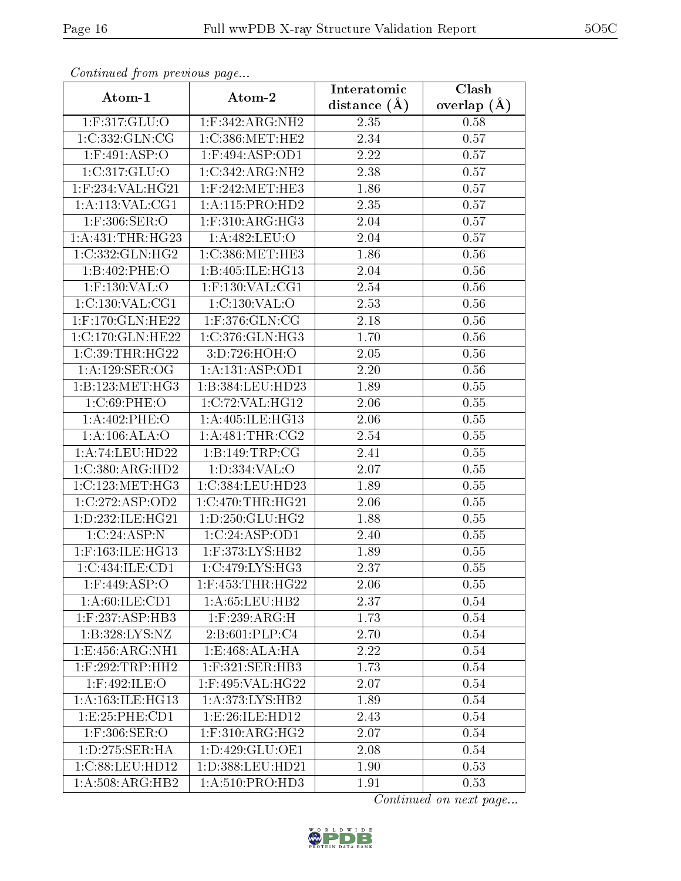*Continued from previous page...*

| Atom-1 | Atom-2 | Interatomic distance (Å) | Clash overlap (Å) |
| --- | --- | --- | --- |
| 1:F:317:GLU:O | 1:F:342:ARG:NH2 | 2.35 | 0.58 |
| 1:C:332:GLN:CG | 1:C:386:MET:HE2 | 2.34 | 0.57 |
| 1:F:491:ASP:O | 1:F:494:ASP:OD1 | 2.22 | 0.57 |
| 1:C:317:GLU:O | 1:C:342:ARG:NH2 | 2.38 | 0.57 |
| 1:F:234:VAL:HG21 | 1:F:242:MET:HE3 | 1.86 | 0.57 |
| 1:A:113:VAL:CG1 | 1:A:115:PRO:HD2 | 2.35 | 0.57 |
| 1:F:306:SER:O | 1:F:310:ARG:HG3 | 2.04 | 0.57 |
| 1:A:431:THR:HG23 | 1:A:482:LEU:O | 2.04 | 0.57 |
| 1:C:332:GLN:HG2 | 1:C:386:MET:HE3 | 1.86 | 0.56 |
| 1:B:402:PHE:O | 1:B:405:ILE:HG13 | 2.04 | 0.56 |
| 1:F:130:VAL:O | 1:F:130:VAL:CG1 | 2.54 | 0.56 |
| 1:C:130:VAL:CG1 | 1:C:130:VAL:O | 2.53 | 0.56 |
| 1:F:170:GLN:HE22 | 1:F:376:GLN:CG | 2.18 | 0.56 |
| 1:C:170:GLN:HE22 | 1:C:376:GLN:HG3 | 1.70 | 0.56 |
| 1:C:39:THR:HG22 | 3:D:726:HOH:O | 2.05 | 0.56 |
| 1:A:129:SER:OG | 1:A:131:ASP:OD1 | 2.20 | 0.56 |
| 1:B:123:MET:HG3 | 1:B:384:LEU:HD23 | 1.89 | 0.55 |
| 1:C:69:PHE:O | 1:C:72:VAL:HG12 | 2.06 | 0.55 |
| 1:A:402:PHE:O | 1:A:405:ILE:HG13 | 2.06 | 0.55 |
| 1:A:106:ALA:O | 1:A:481:THR:CG2 | 2.54 | 0.55 |
| 1:A:74:LEU:HD22 | 1:B:149:TRP:CG | 2.41 | 0.55 |
| 1:C:380:ARG:HD2 | 1:D:334:VAL:O | 2.07 | 0.55 |
| 1:C:123:MET:HG3 | 1:C:384:LEU:HD23 | 1.89 | 0.55 |
| 1:C:272:ASP:OD2 | 1:C:470:THR:HG21 | 2.06 | 0.55 |
| 1:D:232:ILE:HG21 | 1:D:250:GLU:HG2 | 1.88 | 0.55 |
| 1:C:24:ASP:N | 1:C:24:ASP:OD1 | 2.40 | 0.55 |
| 1:F:163:ILE:HG13 | 1:F:373:LYS:HB2 | 1.89 | 0.55 |
| 1:C:434:ILE:CD1 | 1:C:479:LYS:HG3 | 2.37 | 0.55 |
| 1:F:449:ASP:O | 1:F:453:THR:HG22 | 2.06 | 0.55 |
| 1:A:60:ILE:CD1 | 1:A:65:LEU:HB2 | 2.37 | 0.54 |
| 1:F:237:ASP:HB3 | 1:F:239:ARG:H | 1.73 | 0.54 |
| 1:B:328:LYS:NZ | 2:B:601:PLP:C4 | 2.70 | 0.54 |
| 1:E:456:ARG:NH1 | 1:E:468:ALA:HA | 2.22 | 0.54 |
| 1:F:292:TRP:HH2 | 1:F:321:SER:HB3 | 1.73 | 0.54 |
| 1:F:492:ILE:O | 1:F:495:VAL:HG22 | 2.07 | 0.54 |
| 1:A:163:ILE:HG13 | 1:A:373:LYS:HB2 | 1.89 | 0.54 |
| 1:E:25:PHE:CD1 | 1:E:26:ILE:HD12 | 2.43 | 0.54 |
| 1:F:306:SER:O | 1:F:310:ARG:HG2 | 2.07 | 0.54 |
| 1:D:275:SER:HA | 1:D:429:GLU:OE1 | 2.08 | 0.54 |
| 1:C:88:LEU:HD12 | 1:D:388:LEU:HD21 | 1.90 | 0.53 |
| 1:A:508:ARG:HB2 | 1:A:510:PRO:HD3 | 1.91 | 0.53 |

*Continued on next page...*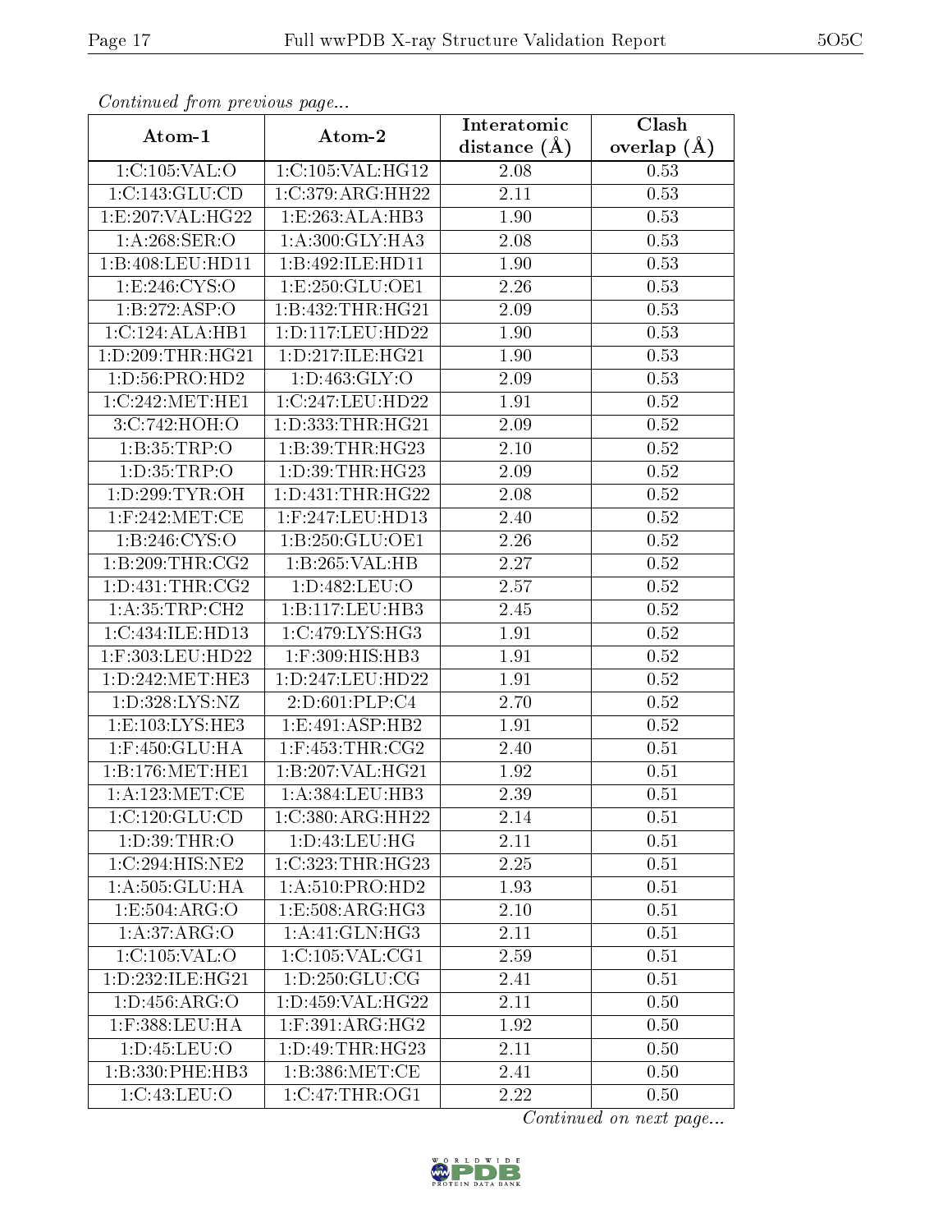*Continued from previous page...*

| Atom-1 | Atom-2 | Interatomic distance (Å) | Clash overlap (Å) |
|---|---|---|---|
| 1:C:105:VAL:O | 1:C:105:VAL:HG12 | 2.08 | 0.53 |
| 1:C:143:GLU:CD | 1:C:379:ARG:HH22 | 2.11 | 0.53 |
| 1:E:207:VAL:HG22 | 1:E:263:ALA:HB3 | 1.90 | 0.53 |
| 1:A:268:SER:O | 1:A:300:GLY:HA3 | 2.08 | 0.53 |
| 1:B:408:LEU:HD11 | 1:B:492:ILE:HD11 | 1.90 | 0.53 |
| 1:E:246:CYS:O | 1:E:250:GLU:OE1 | 2.26 | 0.53 |
| 1:B:272:ASP:O | 1:B:432:THR:HG21 | 2.09 | 0.53 |
| 1:C:124:ALA:HB1 | 1:D:117:LEU:HD22 | 1.90 | 0.53 |
| 1:D:209:THR:HG21 | 1:D:217:ILE:HG21 | 1.90 | 0.53 |
| 1:D:56:PRO:HD2 | 1:D:463:GLY:O | 2.09 | 0.53 |
| 1:C:242:MET:HE1 | 1:C:247:LEU:HD22 | 1.91 | 0.52 |
| 3:C:742:HOH:O | 1:D:333:THR:HG21 | 2.09 | 0.52 |
| 1:B:35:TRP:O | 1:B:39:THR:HG23 | 2.10 | 0.52 |
| 1:D:35:TRP:O | 1:D:39:THR:HG23 | 2.09 | 0.52 |
| 1:D:299:TYR:OH | 1:D:431:THR:HG22 | 2.08 | 0.52 |
| 1:F:242:MET:CE | 1:F:247:LEU:HD13 | 2.40 | 0.52 |
| 1:B:246:CYS:O | 1:B:250:GLU:OE1 | 2.26 | 0.52 |
| 1:B:209:THR:CG2 | 1:B:265:VAL:HB | 2.27 | 0.52 |
| 1:D:431:THR:CG2 | 1:D:482:LEU:O | 2.57 | 0.52 |
| 1:A:35:TRP:CH2 | 1:B:117:LEU:HB3 | 2.45 | 0.52 |
| 1:C:434:ILE:HD13 | 1:C:479:LYS:HG3 | 1.91 | 0.52 |
| 1:F:303:LEU:HD22 | 1:F:309:HIS:HB3 | 1.91 | 0.52 |
| 1:D:242:MET:HE3 | 1:D:247:LEU:HD22 | 1.91 | 0.52 |
| 1:D:328:LYS:NZ | 2:D:601:PLP:C4 | 2.70 | 0.52 |
| 1:E:103:LYS:HE3 | 1:E:491:ASP:HB2 | 1.91 | 0.52 |
| 1:F:450:GLU:HA | 1:F:453:THR:CG2 | 2.40 | 0.51 |
| 1:B:176:MET:HE1 | 1:B:207:VAL:HG21 | 1.92 | 0.51 |
| 1:A:123:MET:CE | 1:A:384:LEU:HB3 | 2.39 | 0.51 |
| 1:C:120:GLU:CD | 1:C:380:ARG:HH22 | 2.14 | 0.51 |
| 1:D:39:THR:O | 1:D:43:LEU:HG | 2.11 | 0.51 |
| 1:C:294:HIS:NE2 | 1:C:323:THR:HG23 | 2.25 | 0.51 |
| 1:A:505:GLU:HA | 1:A:510:PRO:HD2 | 1.93 | 0.51 |
| 1:E:504:ARG:O | 1:E:508:ARG:HG3 | 2.10 | 0.51 |
| 1:A:37:ARG:O | 1:A:41:GLN:HG3 | 2.11 | 0.51 |
| 1:C:105:VAL:O | 1:C:105:VAL:CG1 | 2.59 | 0.51 |
| 1:D:232:ILE:HG21 | 1:D:250:GLU:CG | 2.41 | 0.51 |
| 1:D:456:ARG:O | 1:D:459:VAL:HG22 | 2.11 | 0.50 |
| 1:F:388:LEU:HA | 1:F:391:ARG:HG2 | 1.92 | 0.50 |
| 1:D:45:LEU:O | 1:D:49:THR:HG23 | 2.11 | 0.50 |
| 1:B:330:PHE:HB3 | 1:B:386:MET:CE | 2.41 | 0.50 |
| 1:C:43:LEU:O | 1:C:47:THR:OG1 | 2.22 | 0.50 |

*Continued on next page...*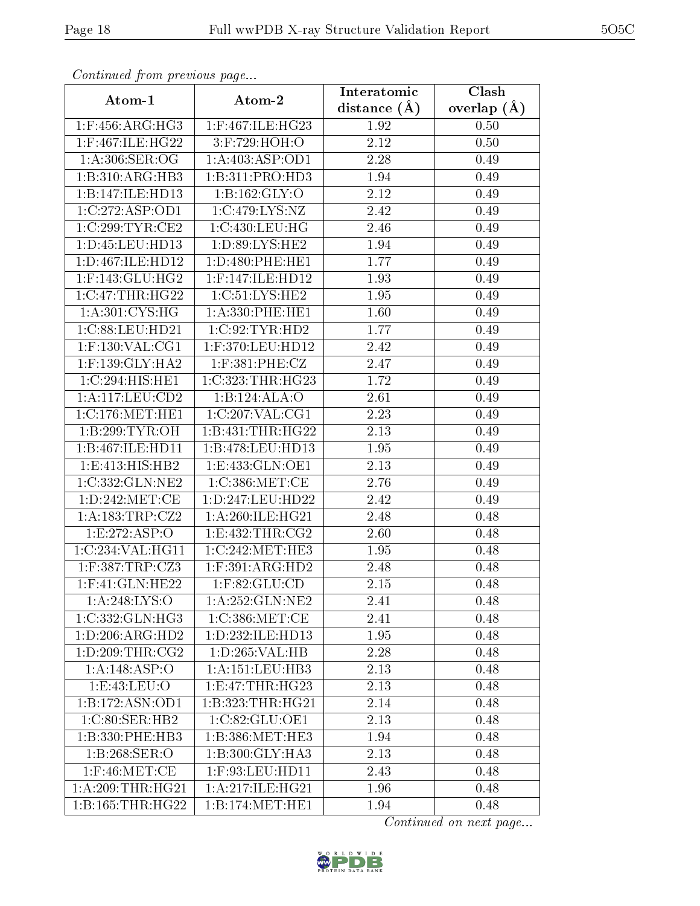*Continued from previous page...*

| Atom-1 | Atom-2 | Interatomic distance (Å) | Clash overlap (Å) |
| --- | --- | --- | --- |
| 1:F:456:ARG:HG3 | 1:F:467:ILE:HG23 | 1.92 | 0.50 |
| 1:F:467:ILE:HG22 | 3:F:729:HOH:O | 2.12 | 0.50 |
| 1:A:306:SER:OG | 1:A:403:ASP:OD1 | 2.28 | 0.49 |
| 1:B:310:ARG:HB3 | 1:B:311:PRO:HD3 | 1.94 | 0.49 |
| 1:B:147:ILE:HD13 | 1:B:162:GLY:O | 2.12 | 0.49 |
| 1:C:272:ASP:OD1 | 1:C:479:LYS:NZ | 2.42 | 0.49 |
| 1:C:299:TYR:CE2 | 1:C:430:LEU:HG | 2.46 | 0.49 |
| 1:D:45:LEU:HD13 | 1:D:89:LYS:HE2 | 1.94 | 0.49 |
| 1:D:467:ILE:HD12 | 1:D:480:PHE:HE1 | 1.77 | 0.49 |
| 1:F:143:GLU:HG2 | 1:F:147:ILE:HD12 | 1.93 | 0.49 |
| 1:C:47:THR:HG22 | 1:C:51:LYS:HE2 | 1.95 | 0.49 |
| 1:A:301:CYS:HG | 1:A:330:PHE:HE1 | 1.60 | 0.49 |
| 1:C:88:LEU:HD21 | 1:C:92:TYR:HD2 | 1.77 | 0.49 |
| 1:F:130:VAL:CG1 | 1:F:370:LEU:HD12 | 2.42 | 0.49 |
| 1:F:139:GLY:HA2 | 1:F:381:PHE:CZ | 2.47 | 0.49 |
| 1:C:294:HIS:HE1 | 1:C:323:THR:HG23 | 1.72 | 0.49 |
| 1:A:117:LEU:CD2 | 1:B:124:ALA:O | 2.61 | 0.49 |
| 1:C:176:MET:HE1 | 1:C:207:VAL:CG1 | 2.23 | 0.49 |
| 1:B:299:TYR:OH | 1:B:431:THR:HG22 | 2.13 | 0.49 |
| 1:B:467:ILE:HD11 | 1:B:478:LEU:HD13 | 1.95 | 0.49 |
| 1:E:413:HIS:HB2 | 1:E:433:GLN:OE1 | 2.13 | 0.49 |
| 1:C:332:GLN:NE2 | 1:C:386:MET:CE | 2.76 | 0.49 |
| 1:D:242:MET:CE | 1:D:247:LEU:HD22 | 2.42 | 0.49 |
| 1:A:183:TRP:CZ2 | 1:A:260:ILE:HG21 | 2.48 | 0.48 |
| 1:E:272:ASP:O | 1:E:432:THR:CG2 | 2.60 | 0.48 |
| 1:C:234:VAL:HG11 | 1:C:242:MET:HE3 | 1.95 | 0.48 |
| 1:F:387:TRP:CZ3 | 1:F:391:ARG:HD2 | 2.48 | 0.48 |
| 1:F:41:GLN:HE22 | 1:F:82:GLU:CD | 2.15 | 0.48 |
| 1:A:248:LYS:O | 1:A:252:GLN:NE2 | 2.41 | 0.48 |
| 1:C:332:GLN:HG3 | 1:C:386:MET:CE | 2.41 | 0.48 |
| 1:D:206:ARG:HD2 | 1:D:232:ILE:HD13 | 1.95 | 0.48 |
| 1:D:209:THR:CG2 | 1:D:265:VAL:HB | 2.28 | 0.48 |
| 1:A:148:ASP:O | 1:A:151:LEU:HB3 | 2.13 | 0.48 |
| 1:E:43:LEU:O | 1:E:47:THR:HG23 | 2.13 | 0.48 |
| 1:B:172:ASN:OD1 | 1:B:323:THR:HG21 | 2.14 | 0.48 |
| 1:C:80:SER:HB2 | 1:C:82:GLU:OE1 | 2.13 | 0.48 |
| 1:B:330:PHE:HB3 | 1:B:386:MET:HE3 | 1.94 | 0.48 |
| 1:B:268:SER:O | 1:B:300:GLY:HA3 | 2.13 | 0.48 |
| 1:F:46:MET:CE | 1:F:93:LEU:HD11 | 2.43 | 0.48 |
| 1:A:209:THR:HG21 | 1:A:217:ILE:HG21 | 1.96 | 0.48 |
| 1:B:165:THR:HG22 | 1:B:174:MET:HE1 | 1.94 | 0.48 |

*Continued on next page...*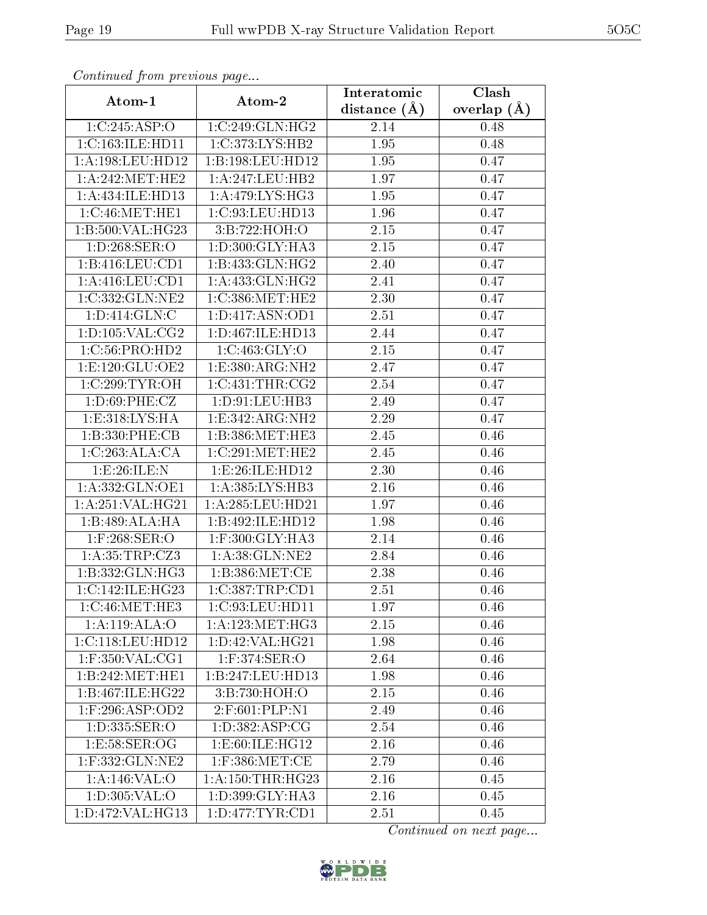*Continued from previous page...*

| Atom-1 | Atom-2 | Interatomic distance (Å) | Clash overlap (Å) |
|---|---|---|---|
| 1:C:245:ASP:O | 1:C:249:GLN:HG2 | 2.14 | 0.48 |
| 1:C:163:ILE:HD11 | 1:C:373:LYS:HB2 | 1.95 | 0.48 |
| 1:A:198:LEU:HD12 | 1:B:198:LEU:HD12 | 1.95 | 0.47 |
| 1:A:242:MET:HE2 | 1:A:247:LEU:HB2 | 1.97 | 0.47 |
| 1:A:434:ILE:HD13 | 1:A:479:LYS:HG3 | 1.95 | 0.47 |
| 1:C:46:MET:HE1 | 1:C:93:LEU:HD13 | 1.96 | 0.47 |
| 1:B:500:VAL:HG23 | 3:B:722:HOH:O | 2.15 | 0.47 |
| 1:D:268:SER:O | 1:D:300:GLY:HA3 | 2.15 | 0.47 |
| 1:B:416:LEU:CD1 | 1:B:433:GLN:HG2 | 2.40 | 0.47 |
| 1:A:416:LEU:CD1 | 1:A:433:GLN:HG2 | 2.41 | 0.47 |
| 1:C:332:GLN:NE2 | 1:C:386:MET:HE2 | 2.30 | 0.47 |
| 1:D:414:GLN:C | 1:D:417:ASN:OD1 | 2.51 | 0.47 |
| 1:D:105:VAL:CG2 | 1:D:467:ILE:HD13 | 2.44 | 0.47 |
| 1:C:56:PRO:HD2 | 1:C:463:GLY:O | 2.15 | 0.47 |
| 1:E:120:GLU:OE2 | 1:E:380:ARG:NH2 | 2.47 | 0.47 |
| 1:C:299:TYR:OH | 1:C:431:THR:CG2 | 2.54 | 0.47 |
| 1:D:69:PHE:CZ | 1:D:91:LEU:HB3 | 2.49 | 0.47 |
| 1:E:318:LYS:HA | 1:E:342:ARG:NH2 | 2.29 | 0.47 |
| 1:B:330:PHE:CB | 1:B:386:MET:HE3 | 2.45 | 0.46 |
| 1:C:263:ALA:CA | 1:C:291:MET:HE2 | 2.45 | 0.46 |
| 1:E:26:ILE:N | 1:E:26:ILE:HD12 | 2.30 | 0.46 |
| 1:A:332:GLN:OE1 | 1:A:385:LYS:HB3 | 2.16 | 0.46 |
| 1:A:251:VAL:HG21 | 1:A:285:LEU:HD21 | 1.97 | 0.46 |
| 1:B:489:ALA:HA | 1:B:492:ILE:HD12 | 1.98 | 0.46 |
| 1:F:268:SER:O | 1:F:300:GLY:HA3 | 2.14 | 0.46 |
| 1:A:35:TRP:CZ3 | 1:A:38:GLN:NE2 | 2.84 | 0.46 |
| 1:B:332:GLN:HG3 | 1:B:386:MET:CE | 2.38 | 0.46 |
| 1:C:142:ILE:HG23 | 1:C:387:TRP:CD1 | 2.51 | 0.46 |
| 1:C:46:MET:HE3 | 1:C:93:LEU:HD11 | 1.97 | 0.46 |
| 1:A:119:ALA:O | 1:A:123:MET:HG3 | 2.15 | 0.46 |
| 1:C:118:LEU:HD12 | 1:D:42:VAL:HG21 | 1.98 | 0.46 |
| 1:F:350:VAL:CG1 | 1:F:374:SER:O | 2.64 | 0.46 |
| 1:B:242:MET:HE1 | 1:B:247:LEU:HD13 | 1.98 | 0.46 |
| 1:B:467:ILE:HG22 | 3:B:730:HOH:O | 2.15 | 0.46 |
| 1:F:296:ASP:OD2 | 2:F:601:PLP:N1 | 2.49 | 0.46 |
| 1:D:335:SER:O | 1:D:382:ASP:CG | 2.54 | 0.46 |
| 1:E:58:SER:OG | 1:E:60:ILE:HG12 | 2.16 | 0.46 |
| 1:F:332:GLN:NE2 | 1:F:386:MET:CE | 2.79 | 0.46 |
| 1:A:146:VAL:O | 1:A:150:THR:HG23 | 2.16 | 0.45 |
| 1:D:305:VAL:O | 1:D:399:GLY:HA3 | 2.16 | 0.45 |
| 1:D:472:VAL:HG13 | 1:D:477:TYR:CD1 | 2.51 | 0.45 |

*Continued on next page...*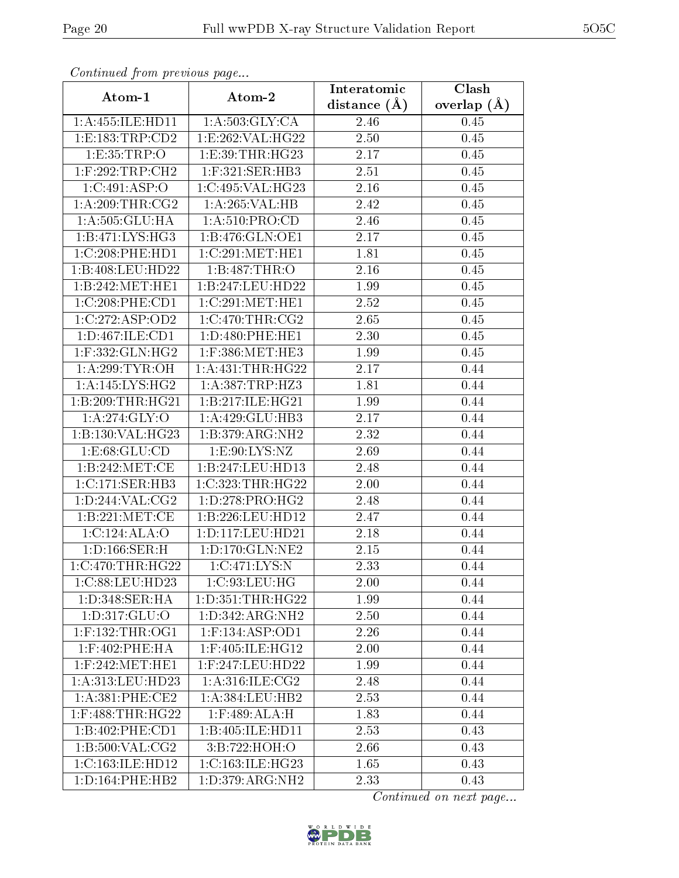*Continued from previous page...*

| Atom-1 | Atom-2 | Interatomic distance (Å) | Clash overlap (Å) |
|---|---|---|---|
| 1:A:455:ILE:HD11 | 1:A:503:GLY:CA | 2.46 | 0.45 |
| 1:E:183:TRP:CD2 | 1:E:262:VAL:HG22 | 2.50 | 0.45 |
| 1:E:35:TRP:O | 1:E:39:THR:HG23 | 2.17 | 0.45 |
| 1:F:292:TRP:CH2 | 1:F:321:SER:HB3 | 2.51 | 0.45 |
| 1:C:491:ASP:O | 1:C:495:VAL:HG23 | 2.16 | 0.45 |
| 1:A:209:THR:CG2 | 1:A:265:VAL:HB | 2.42 | 0.45 |
| 1:A:505:GLU:HA | 1:A:510:PRO:CD | 2.46 | 0.45 |
| 1:B:471:LYS:HG3 | 1:B:476:GLN:OE1 | 2.17 | 0.45 |
| 1:C:208:PHE:HD1 | 1:C:291:MET:HE1 | 1.81 | 0.45 |
| 1:B:408:LEU:HD22 | 1:B:487:THR:O | 2.16 | 0.45 |
| 1:B:242:MET:HE1 | 1:B:247:LEU:HD22 | 1.99 | 0.45 |
| 1:C:208:PHE:CD1 | 1:C:291:MET:HE1 | 2.52 | 0.45 |
| 1:C:272:ASP:OD2 | 1:C:470:THR:CG2 | 2.65 | 0.45 |
| 1:D:467:ILE:CD1 | 1:D:480:PHE:HE1 | 2.30 | 0.45 |
| 1:F:332:GLN:HG2 | 1:F:386:MET:HE3 | 1.99 | 0.45 |
| 1:A:299:TYR:OH | 1:A:431:THR:HG22 | 2.17 | 0.44 |
| 1:A:145:LYS:HG2 | 1:A:387:TRP:HZ3 | 1.81 | 0.44 |
| 1:B:209:THR:HG21 | 1:B:217:ILE:HG21 | 1.99 | 0.44 |
| 1:A:274:GLY:O | 1:A:429:GLU:HB3 | 2.17 | 0.44 |
| 1:B:130:VAL:HG23 | 1:B:379:ARG:NH2 | 2.32 | 0.44 |
| 1:E:68:GLU:CD | 1:E:90:LYS:NZ | 2.69 | 0.44 |
| 1:B:242:MET:CE | 1:B:247:LEU:HD13 | 2.48 | 0.44 |
| 1:C:171:SER:HB3 | 1:C:323:THR:HG22 | 2.00 | 0.44 |
| 1:D:244:VAL:CG2 | 1:D:278:PRO:HG2 | 2.48 | 0.44 |
| 1:B:221:MET:CE | 1:B:226:LEU:HD12 | 2.47 | 0.44 |
| 1:C:124:ALA:O | 1:D:117:LEU:HD21 | 2.18 | 0.44 |
| 1:D:166:SER:H | 1:D:170:GLN:NE2 | 2.15 | 0.44 |
| 1:C:470:THR:HG22 | 1:C:471:LYS:N | 2.33 | 0.44 |
| 1:C:88:LEU:HD23 | 1:C:93:LEU:HG | 2.00 | 0.44 |
| 1:D:348:SER:HA | 1:D:351:THR:HG22 | 1.99 | 0.44 |
| 1:D:317:GLU:O | 1:D:342:ARG:NH2 | 2.50 | 0.44 |
| 1:F:132:THR:OG1 | 1:F:134:ASP:OD1 | 2.26 | 0.44 |
| 1:F:402:PHE:HA | 1:F:405:ILE:HG12 | 2.00 | 0.44 |
| 1:F:242:MET:HE1 | 1:F:247:LEU:HD22 | 1.99 | 0.44 |
| 1:A:313:LEU:HD23 | 1:A:316:ILE:CG2 | 2.48 | 0.44 |
| 1:A:381:PHE:CE2 | 1:A:384:LEU:HB2 | 2.53 | 0.44 |
| 1:F:488:THR:HG22 | 1:F:489:ALA:H | 1.83 | 0.44 |
| 1:B:402:PHE:CD1 | 1:B:405:ILE:HD11 | 2.53 | 0.43 |
| 1:B:500:VAL:CG2 | 3:B:722:HOH:O | 2.66 | 0.43 |
| 1:C:163:ILE:HD12 | 1:C:163:ILE:HG23 | 1.65 | 0.43 |
| 1:D:164:PHE:HB2 | 1:D:379:ARG:NH2 | 2.33 | 0.43 |

*Continued on next page...*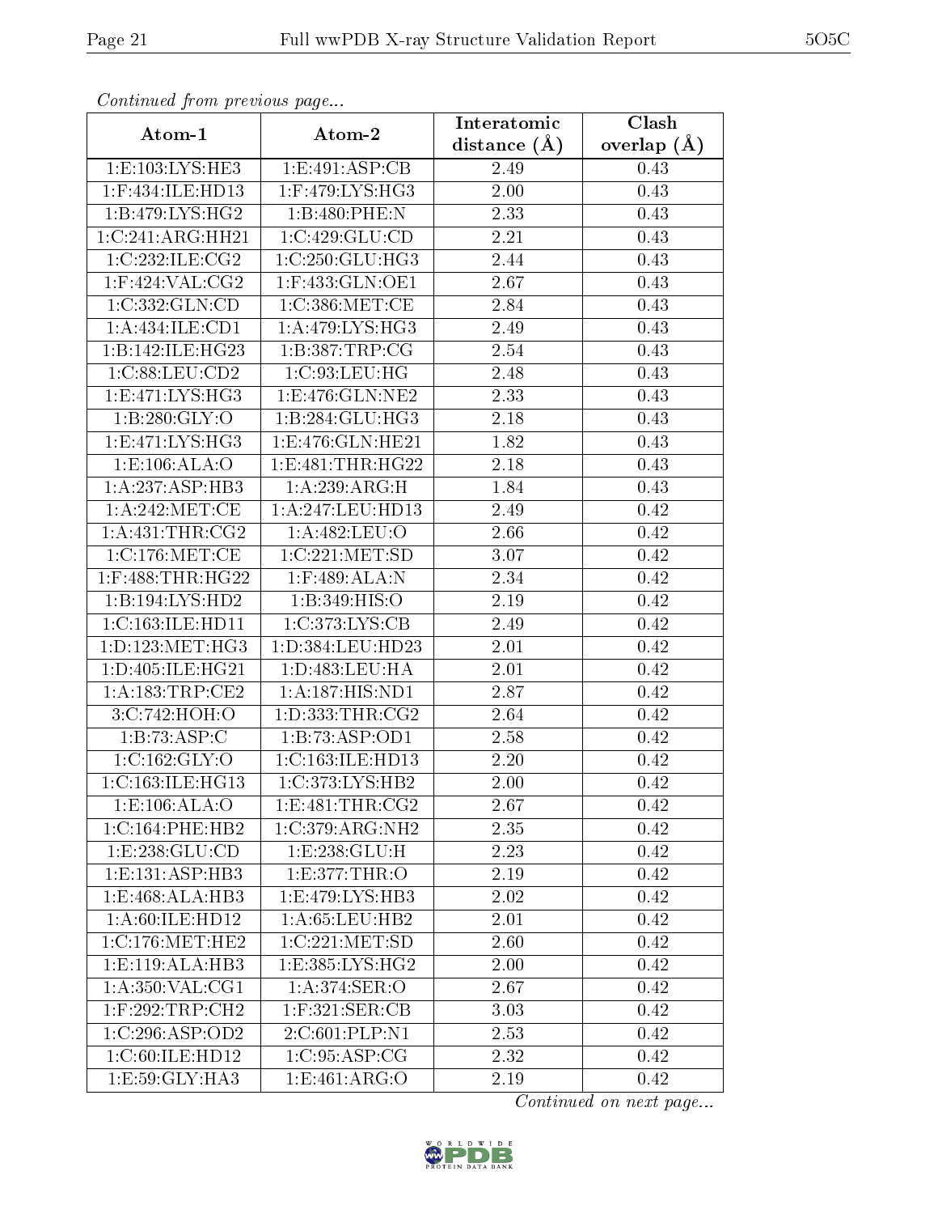*Continued from previous page...*

| Atom-1 | Atom-2 | Interatomic distance (Å) | Clash overlap (Å) |
|---|---|---|---|
| 1:E:103:LYS:HE3 | 1:E:491:ASP:CB | 2.49 | 0.43 |
| 1:F:434:ILE:HD13 | 1:F:479:LYS:HG3 | 2.00 | 0.43 |
| 1:B:479:LYS:HG2 | 1:B:480:PHE:N | 2.33 | 0.43 |
| 1:C:241:ARG:HH21 | 1:C:429:GLU:CD | 2.21 | 0.43 |
| 1:C:232:ILE:CG2 | 1:C:250:GLU:HG3 | 2.44 | 0.43 |
| 1:F:424:VAL:CG2 | 1:F:433:GLN:OE1 | 2.67 | 0.43 |
| 1:C:332:GLN:CD | 1:C:386:MET:CE | 2.84 | 0.43 |
| 1:A:434:ILE:CD1 | 1:A:479:LYS:HG3 | 2.49 | 0.43 |
| 1:B:142:ILE:HG23 | 1:B:387:TRP:CG | 2.54 | 0.43 |
| 1:C:88:LEU:CD2 | 1:C:93:LEU:HG | 2.48 | 0.43 |
| 1:E:471:LYS:HG3 | 1:E:476:GLN:NE2 | 2.33 | 0.43 |
| 1:B:280:GLY:O | 1:B:284:GLU:HG3 | 2.18 | 0.43 |
| 1:E:471:LYS:HG3 | 1:E:476:GLN:HE21 | 1.82 | 0.43 |
| 1:E:106:ALA:O | 1:E:481:THR:HG22 | 2.18 | 0.43 |
| 1:A:237:ASP:HB3 | 1:A:239:ARG:H | 1.84 | 0.43 |
| 1:A:242:MET:CE | 1:A:247:LEU:HD13 | 2.49 | 0.42 |
| 1:A:431:THR:CG2 | 1:A:482:LEU:O | 2.66 | 0.42 |
| 1:C:176:MET:CE | 1:C:221:MET:SD | 3.07 | 0.42 |
| 1:F:488:THR:HG22 | 1:F:489:ALA:N | 2.34 | 0.42 |
| 1:B:194:LYS:HD2 | 1:B:349:HIS:O | 2.19 | 0.42 |
| 1:C:163:ILE:HD11 | 1:C:373:LYS:CB | 2.49 | 0.42 |
| 1:D:123:MET:HG3 | 1:D:384:LEU:HD23 | 2.01 | 0.42 |
| 1:D:405:ILE:HG21 | 1:D:483:LEU:HA | 2.01 | 0.42 |
| 1:A:183:TRP:CE2 | 1:A:187:HIS:ND1 | 2.87 | 0.42 |
| 3:C:742:HOH:O | 1:D:333:THR:CG2 | 2.64 | 0.42 |
| 1:B:73:ASP:C | 1:B:73:ASP:OD1 | 2.58 | 0.42 |
| 1:C:162:GLY:O | 1:C:163:ILE:HD13 | 2.20 | 0.42 |
| 1:C:163:ILE:HG13 | 1:C:373:LYS:HB2 | 2.00 | 0.42 |
| 1:E:106:ALA:O | 1:E:481:THR:CG2 | 2.67 | 0.42 |
| 1:C:164:PHE:HB2 | 1:C:379:ARG:NH2 | 2.35 | 0.42 |
| 1:E:238:GLU:CD | 1:E:238:GLU:H | 2.23 | 0.42 |
| 1:E:131:ASP:HB3 | 1:E:377:THR:O | 2.19 | 0.42 |
| 1:E:468:ALA:HB3 | 1:E:479:LYS:HB3 | 2.02 | 0.42 |
| 1:A:60:ILE:HD12 | 1:A:65:LEU:HB2 | 2.01 | 0.42 |
| 1:C:176:MET:HE2 | 1:C:221:MET:SD | 2.60 | 0.42 |
| 1:E:119:ALA:HB3 | 1:E:385:LYS:HG2 | 2.00 | 0.42 |
| 1:A:350:VAL:CG1 | 1:A:374:SER:O | 2.67 | 0.42 |
| 1:F:292:TRP:CH2 | 1:F:321:SER:CB | 3.03 | 0.42 |
| 1:C:296:ASP:OD2 | 2:C:601:PLP:N1 | 2.53 | 0.42 |
| 1:C:60:ILE:HD12 | 1:C:95:ASP:CG | 2.32 | 0.42 |
| 1:E:59:GLY:HA3 | 1:E:461:ARG:O | 2.19 | 0.42 |

*Continued on next page...*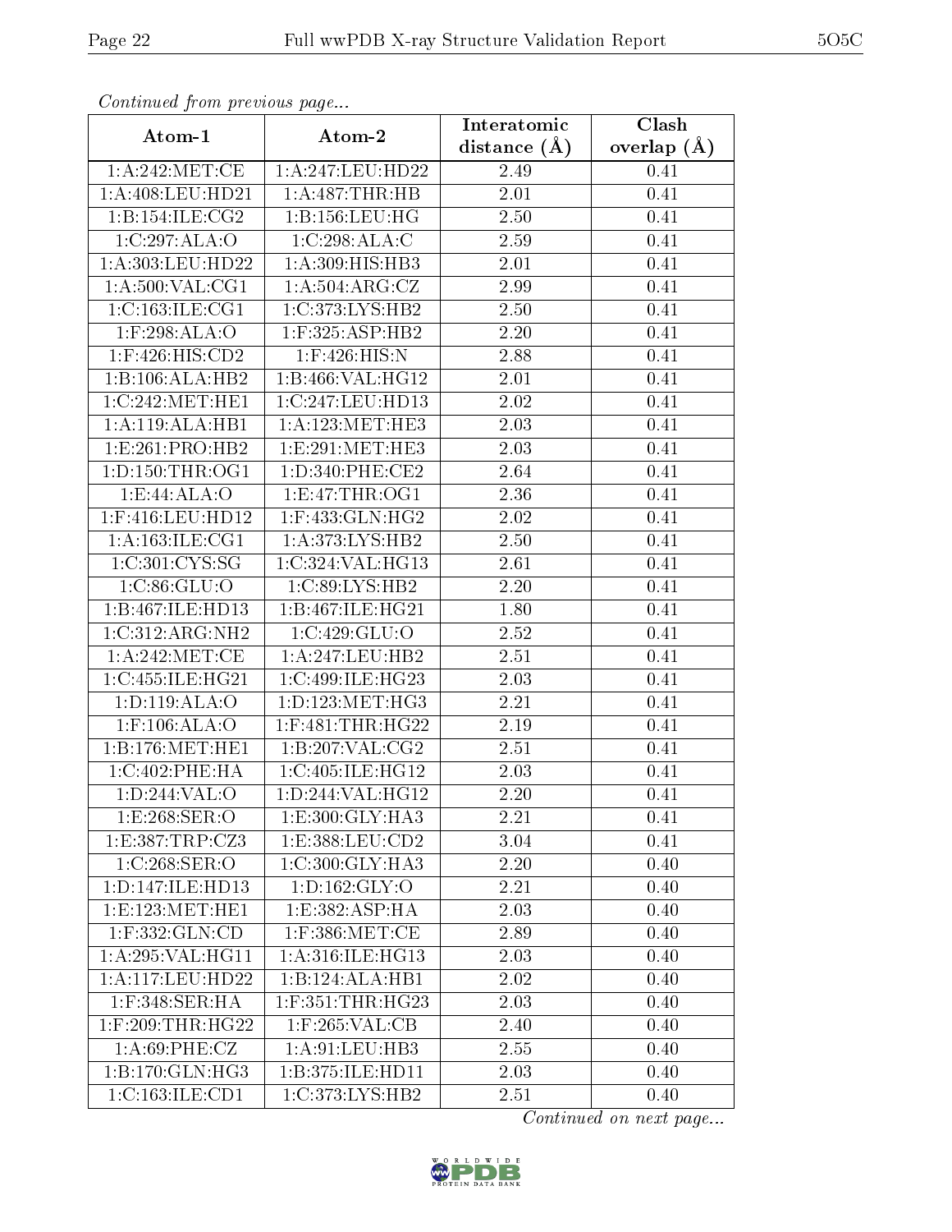*Continued from previous page...*

| Atom-1 | Atom-2 | Interatomic distance (Å) | Clash overlap (Å) |
|---|---|---|---|
| 1:A:242:MET:CE | 1:A:247:LEU:HD22 | 2.49 | 0.41 |
| 1:A:408:LEU:HD21 | 1:A:487:THR:HB | 2.01 | 0.41 |
| 1:B:154:ILE:CG2 | 1:B:156:LEU:HG | 2.50 | 0.41 |
| 1:C:297:ALA:O | 1:C:298:ALA:C | 2.59 | 0.41 |
| 1:A:303:LEU:HD22 | 1:A:309:HIS:HB3 | 2.01 | 0.41 |
| 1:A:500:VAL:CG1 | 1:A:504:ARG:CZ | 2.99 | 0.41 |
| 1:C:163:ILE:CG1 | 1:C:373:LYS:HB2 | 2.50 | 0.41 |
| 1:F:298:ALA:O | 1:F:325:ASP:HB2 | 2.20 | 0.41 |
| 1:F:426:HIS:CD2 | 1:F:426:HIS:N | 2.88 | 0.41 |
| 1:B:106:ALA:HB2 | 1:B:466:VAL:HG12 | 2.01 | 0.41 |
| 1:C:242:MET:HE1 | 1:C:247:LEU:HD13 | 2.02 | 0.41 |
| 1:A:119:ALA:HB1 | 1:A:123:MET:HE3 | 2.03 | 0.41 |
| 1:E:261:PRO:HB2 | 1:E:291:MET:HE3 | 2.03 | 0.41 |
| 1:D:150:THR:OG1 | 1:D:340:PHE:CE2 | 2.64 | 0.41 |
| 1:E:44:ALA:O | 1:E:47:THR:OG1 | 2.36 | 0.41 |
| 1:F:416:LEU:HD12 | 1:F:433:GLN:HG2 | 2.02 | 0.41 |
| 1:A:163:ILE:CG1 | 1:A:373:LYS:HB2 | 2.50 | 0.41 |
| 1:C:301:CYS:SG | 1:C:324:VAL:HG13 | 2.61 | 0.41 |
| 1:C:86:GLU:O | 1:C:89:LYS:HB2 | 2.20 | 0.41 |
| 1:B:467:ILE:HD13 | 1:B:467:ILE:HG21 | 1.80 | 0.41 |
| 1:C:312:ARG:NH2 | 1:C:429:GLU:O | 2.52 | 0.41 |
| 1:A:242:MET:CE | 1:A:247:LEU:HB2 | 2.51 | 0.41 |
| 1:C:455:ILE:HG21 | 1:C:499:ILE:HG23 | 2.03 | 0.41 |
| 1:D:119:ALA:O | 1:D:123:MET:HG3 | 2.21 | 0.41 |
| 1:F:106:ALA:O | 1:F:481:THR:HG22 | 2.19 | 0.41 |
| 1:B:176:MET:HE1 | 1:B:207:VAL:CG2 | 2.51 | 0.41 |
| 1:C:402:PHE:HA | 1:C:405:ILE:HG12 | 2.03 | 0.41 |
| 1:D:244:VAL:O | 1:D:244:VAL:HG12 | 2.20 | 0.41 |
| 1:E:268:SER:O | 1:E:300:GLY:HA3 | 2.21 | 0.41 |
| 1:E:387:TRP:CZ3 | 1:E:388:LEU:CD2 | 3.04 | 0.41 |
| 1:C:268:SER:O | 1:C:300:GLY:HA3 | 2.20 | 0.40 |
| 1:D:147:ILE:HD13 | 1:D:162:GLY:O | 2.21 | 0.40 |
| 1:E:123:MET:HE1 | 1:E:382:ASP:HA | 2.03 | 0.40 |
| 1:F:332:GLN:CD | 1:F:386:MET:CE | 2.89 | 0.40 |
| 1:A:295:VAL:HG11 | 1:A:316:ILE:HG13 | 2.03 | 0.40 |
| 1:A:117:LEU:HD22 | 1:B:124:ALA:HB1 | 2.02 | 0.40 |
| 1:F:348:SER:HA | 1:F:351:THR:HG23 | 2.03 | 0.40 |
| 1:F:209:THR:HG22 | 1:F:265:VAL:CB | 2.40 | 0.40 |
| 1:A:69:PHE:CZ | 1:A:91:LEU:HB3 | 2.55 | 0.40 |
| 1:B:170:GLN:HG3 | 1:B:375:ILE:HD11 | 2.03 | 0.40 |
| 1:C:163:ILE:CD1 | 1:C:373:LYS:HB2 | 2.51 | 0.40 |

*Continued on next page...*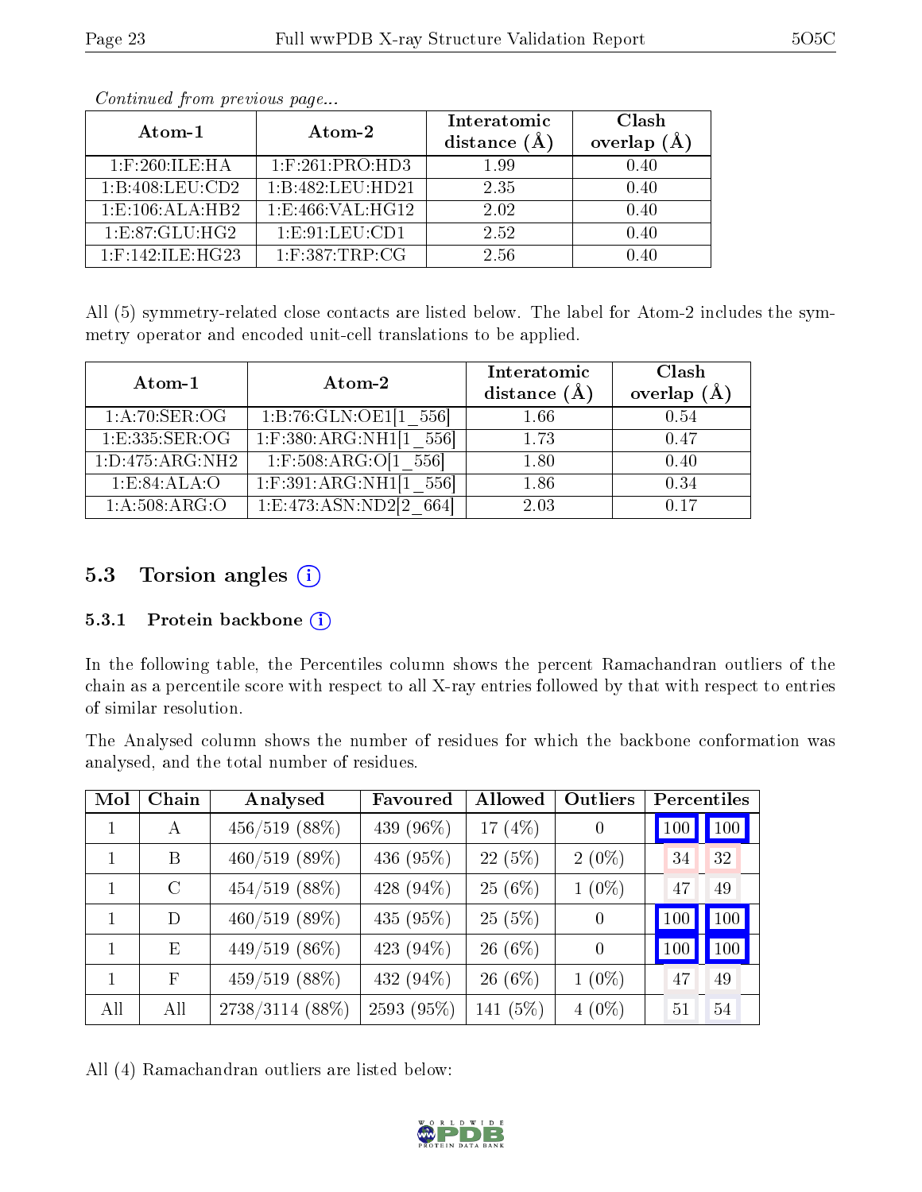*Continued from previous page...*

| Atom-1 | Atom-2 | Interatomic distance (Å) | Clash overlap (Å) |
|---|---|---|---|
| 1:F:260:ILE:HA | 1:F:261:PRO:HD3 | 1.99 | 0.40 |
| 1:B:408:LEU:CD2 | 1:B:482:LEU:HD21 | 2.35 | 0.40 |
| 1:E:106:ALA:HB2 | 1:E:466:VAL:HG12 | 2.02 | 0.40 |
| 1:E:87:GLU:HG2 | 1:E:91:LEU:CD1 | 2.52 | 0.40 |
| 1:F:142:ILE:HG23 | 1:F:387:TRP:CG | 2.56 | 0.40 |

All (5) symmetry-related close contacts are listed below. The label for Atom-2 includes the symmetry operator and encoded unit-cell translations to be applied.

| Atom-1 | Atom-2 | Interatomic distance (Å) | Clash overlap (Å) |
|---|---|---|---|
| 1:A:70:SER:OG | 1:B:76:GLN:OE1[1_556] | 1.66 | 0.54 |
| 1:E:335:SER:OG | 1:F:380:ARG:NH1[1_556] | 1.73 | 0.47 |
| 1:D:475:ARG:NH2 | 1:F:508:ARG:O[1_556] | 1.80 | 0.40 |
| 1:E:84:ALA:O | 1:F:391:ARG:NH1[1_556] | 1.86 | 0.34 |
| 1:A:508:ARG:O | 1:E:473:ASN:ND2[2_664] | 2.03 | 0.17 |

## 5.3 Torsion angles

### 5.3.1 Protein backbone

In the following table, the Percentiles column shows the percent Ramachandran outliers of the chain as a percentile score with respect to all X-ray entries followed by that with respect to entries of similar resolution.

The Analysed column shows the number of residues for which the backbone conformation was analysed, and the total number of residues.

| Mol | Chain | Analysed | Favoured | Allowed | Outliers | Percentiles | |
|---|---|---|---|---|---|---|---|
| 1 | A | 456/519 (88%) | 439 (96%) | 17 (4%) | 0 | 100 | 100 |
| 1 | B | 460/519 (89%) | 436 (95%) | 22 (5%) | 2 (0%) | 34 | 32 |
| 1 | C | 454/519 (88%) | 428 (94%) | 25 (6%) | 1 (0%) | 47 | 49 |
| 1 | D | 460/519 (89%) | 435 (95%) | 25 (5%) | 0 | 100 | 100 |
| 1 | E | 449/519 (86%) | 423 (94%) | 26 (6%) | 0 | 100 | 100 |
| 1 | F | 459/519 (88%) | 432 (94%) | 26 (6%) | 1 (0%) | 47 | 49 |
| All | All | 2738/3114 (88%) | 2593 (95%) | 141 (5%) | 4 (0%) | 51 | 54 |

All (4) Ramachandran outliers are listed below: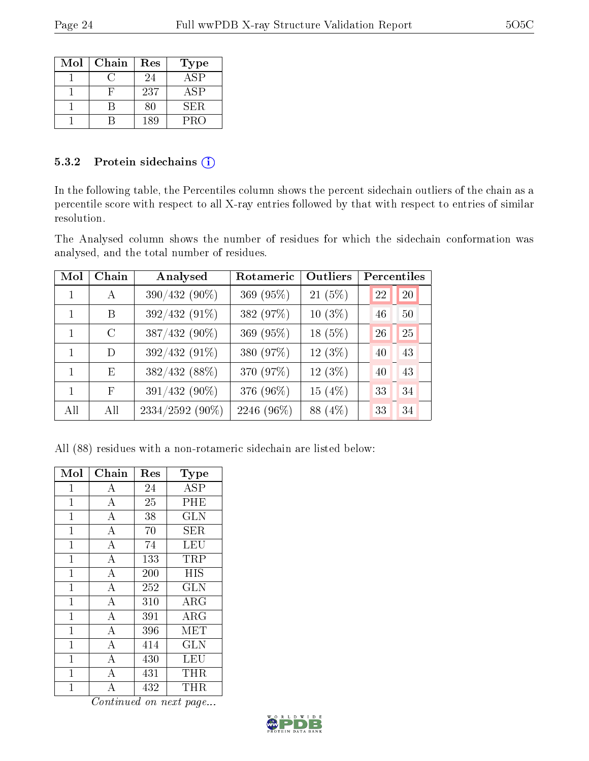| Mol | Chain | Res | Type |
|---|---|---|---|
| 1 | C | 24 | ASP |
| 1 | F | 237 | ASP |
| 1 | B | 80 | SER |
| 1 | B | 189 | PRO |

### 5.3.2 Protein sidechains ⓘ

In the following table, the Percentiles column shows the percent sidechain outliers of the chain as a percentile score with respect to all X-ray entries followed by that with respect to entries of similar resolution.

The Analysed column shows the number of residues for which the sidechain conformation was analysed, and the total number of residues.

| Mol | Chain | Analysed | Rotameric | Outliers | Percentiles | |
|---|---|---|---|---|---|---|
| 1 | A | 390/432 (90%) | 369 (95%) | 21 (5%) | 22 | 20 |
| 1 | B | 392/432 (91%) | 382 (97%) | 10 (3%) | 46 | 50 |
| 1 | C | 387/432 (90%) | 369 (95%) | 18 (5%) | 26 | 25 |
| 1 | D | 392/432 (91%) | 380 (97%) | 12 (3%) | 40 | 43 |
| 1 | E | 382/432 (88%) | 370 (97%) | 12 (3%) | 40 | 43 |
| 1 | F | 391/432 (90%) | 376 (96%) | 15 (4%) | 33 | 34 |
| All | All | 2334/2592 (90%) | 2246 (96%) | 88 (4%) | 33 | 34 |

All (88) residues with a non-rotameric sidechain are listed below:

| Mol | Chain | Res | Type |
|---|---|---|---|
| 1 | A | 24 | ASP |
| 1 | A | 25 | PHE |
| 1 | A | 38 | GLN |
| 1 | A | 70 | SER |
| 1 | A | 74 | LEU |
| 1 | A | 133 | TRP |
| 1 | A | 200 | HIS |
| 1 | A | 252 | GLN |
| 1 | A | 310 | ARG |
| 1 | A | 391 | ARG |
| 1 | A | 396 | MET |
| 1 | A | 414 | GLN |
| 1 | A | 430 | LEU |
| 1 | A | 431 | THR |
| 1 | A | 432 | THR |

*Continued on next page...*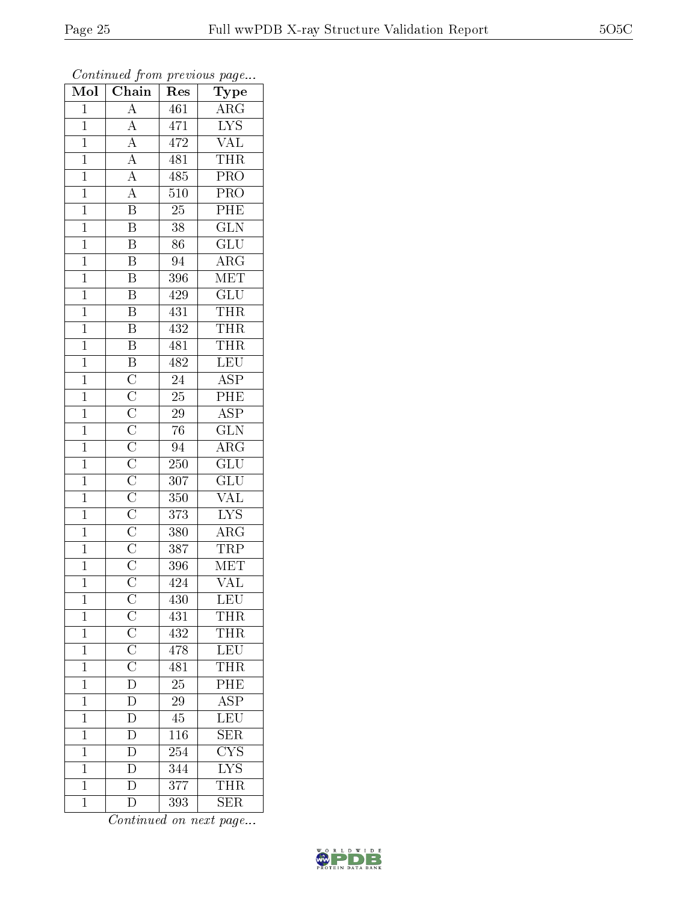*Continued from previous page...*

| Mol | Chain | Res | Type |
|---|---|---|---|
| 1 | A | 461 | ARG |
| 1 | A | 471 | LYS |
| 1 | A | 472 | VAL |
| 1 | A | 481 | THR |
| 1 | A | 485 | PRO |
| 1 | A | 510 | PRO |
| 1 | B | 25 | PHE |
| 1 | B | 38 | GLN |
| 1 | B | 86 | GLU |
| 1 | B | 94 | ARG |
| 1 | B | 396 | MET |
| 1 | B | 429 | GLU |
| 1 | B | 431 | THR |
| 1 | B | 432 | THR |
| 1 | B | 481 | THR |
| 1 | B | 482 | LEU |
| 1 | C | 24 | ASP |
| 1 | C | 25 | PHE |
| 1 | C | 29 | ASP |
| 1 | C | 76 | GLN |
| 1 | C | 94 | ARG |
| 1 | C | 250 | GLU |
| 1 | C | 307 | GLU |
| 1 | C | 350 | VAL |
| 1 | C | 373 | LYS |
| 1 | C | 380 | ARG |
| 1 | C | 387 | TRP |
| 1 | C | 396 | MET |
| 1 | C | 424 | VAL |
| 1 | C | 430 | LEU |
| 1 | C | 431 | THR |
| 1 | C | 432 | THR |
| 1 | C | 478 | LEU |
| 1 | C | 481 | THR |
| 1 | D | 25 | PHE |
| 1 | D | 29 | ASP |
| 1 | D | 45 | LEU |
| 1 | D | 116 | SER |
| 1 | D | 254 | CYS |
| 1 | D | 344 | LYS |
| 1 | D | 377 | THR |
| 1 | D | 393 | SER |

*Continued on next page...*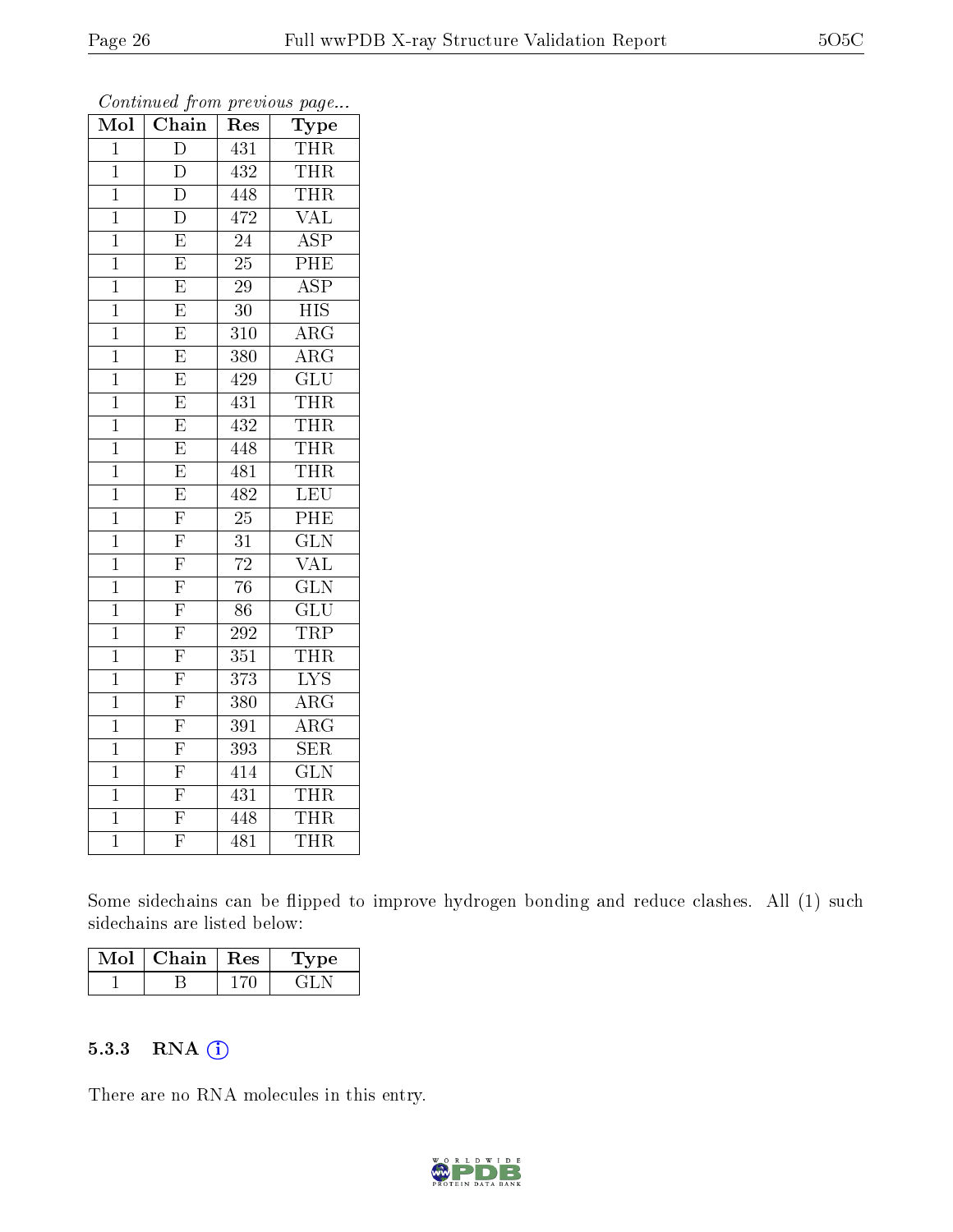*Continued from previous page...*

| Mol | Chain | Res | Type |
|---|---|---|---|
| 1 | D | 431 | THR |
| 1 | D | 432 | THR |
| 1 | D | 448 | THR |
| 1 | D | 472 | VAL |
| 1 | E | 24 | ASP |
| 1 | E | 25 | PHE |
| 1 | E | 29 | ASP |
| 1 | E | 30 | HIS |
| 1 | E | 310 | ARG |
| 1 | E | 380 | ARG |
| 1 | E | 429 | GLU |
| 1 | E | 431 | THR |
| 1 | E | 432 | THR |
| 1 | E | 448 | THR |
| 1 | E | 481 | THR |
| 1 | E | 482 | LEU |
| 1 | F | 25 | PHE |
| 1 | F | 31 | GLN |
| 1 | F | 72 | VAL |
| 1 | F | 76 | GLN |
| 1 | F | 86 | GLU |
| 1 | F | 292 | TRP |
| 1 | F | 351 | THR |
| 1 | F | 373 | LYS |
| 1 | F | 380 | ARG |
| 1 | F | 391 | ARG |
| 1 | F | 393 | SER |
| 1 | F | 414 | GLN |
| 1 | F | 431 | THR |
| 1 | F | 448 | THR |
| 1 | F | 481 | THR |

Some sidechains can be flipped to improve hydrogen bonding and reduce clashes. All (1) such sidechains are listed below:

| Mol | Chain | Res | Type |
|---|---|---|---|
| 1 | B | 170 | GLN |

### 5.3.3 RNA

There are no RNA molecules in this entry.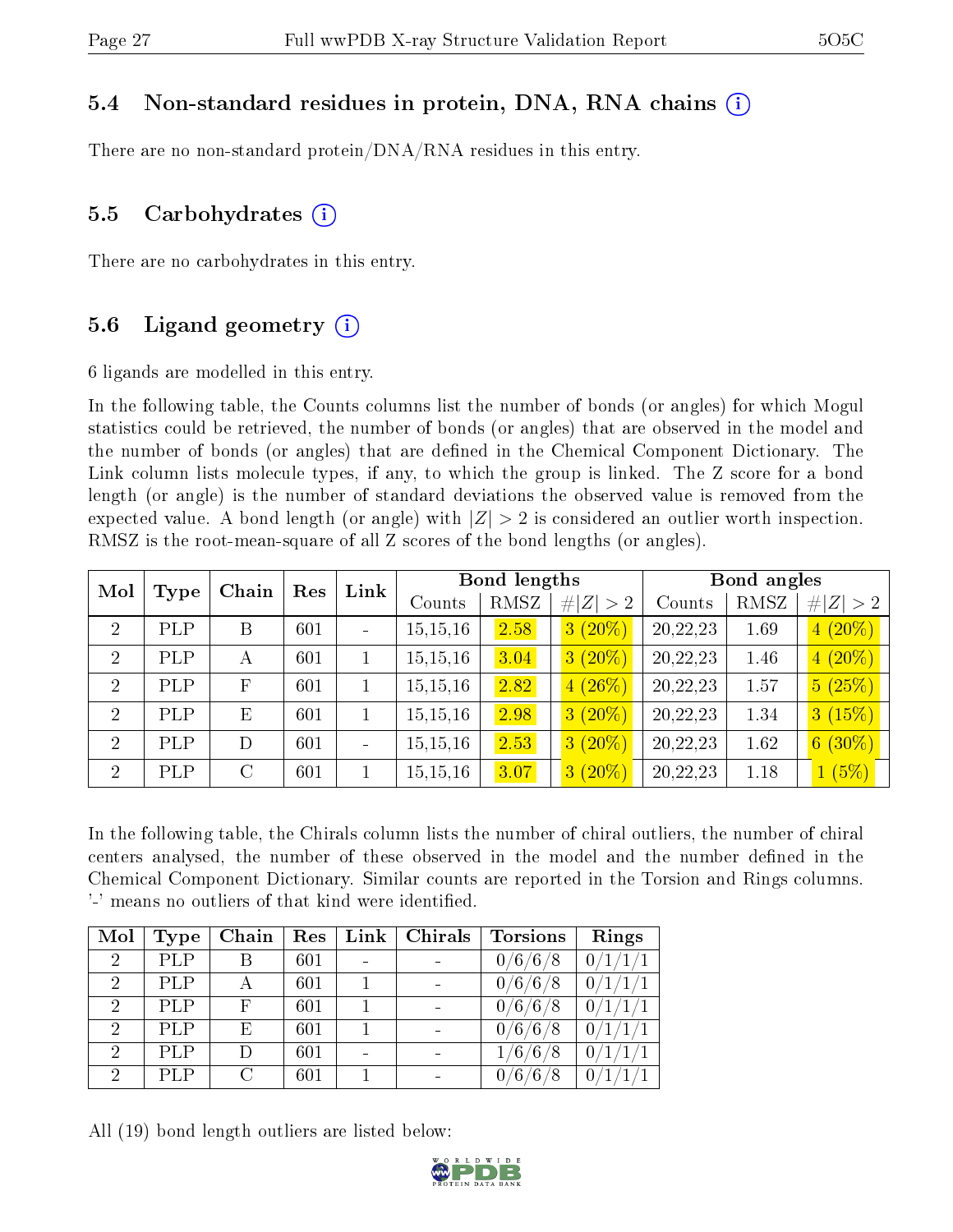### 5.4 Non-standard residues in protein, DNA, RNA chains ⓘ

There are no non-standard protein/DNA/RNA residues in this entry.

### 5.5 Carbohydrates ⓘ

There are no carbohydrates in this entry.

### 5.6 Ligand geometry ⓘ

6 ligands are modelled in this entry.

In the following table, the Counts columns list the number of bonds (or angles) for which Mogul statistics could be retrieved, the number of bonds (or angles) that are observed in the model and the number of bonds (or angles) that are defined in the Chemical Component Dictionary. The Link column lists molecule types, if any, to which the group is linked. The Z score for a bond length (or angle) is the number of standard deviations the observed value is removed from the expected value. A bond length (or angle) with $|Z| > 2$ is considered an outlier worth inspection. RMSZ is the root-mean-square of all Z scores of the bond lengths (or angles).

| Mol | Type | Chain | Res | Link | Bond lengths | | | Bond angles | | |
|---|---|---|---|---|---|---|---|---|---|---|
| | | | | | Counts | RMSZ | $\#\|Z\| > 2$ | Counts | RMSZ | $\#\|Z\| > 2$ |
| 2 | PLP | B | 601 | - | 15,15,16 | 2.58 | 3 (20%) | 20,22,23 | 1.69 | 4 (20%) |
| 2 | PLP | A | 601 | 1 | 15,15,16 | 3.04 | 3 (20%) | 20,22,23 | 1.46 | 4 (20%) |
| 2 | PLP | F | 601 | 1 | 15,15,16 | 2.82 | 4 (26%) | 20,22,23 | 1.57 | 5 (25%) |
| 2 | PLP | E | 601 | 1 | 15,15,16 | 2.98 | 3 (20%) | 20,22,23 | 1.34 | 3 (15%) |
| 2 | PLP | D | 601 | - | 15,15,16 | 2.53 | 3 (20%) | 20,22,23 | 1.62 | 6 (30%) |
| 2 | PLP | C | 601 | 1 | 15,15,16 | 3.07 | 3 (20%) | 20,22,23 | 1.18 | 1 (5%) |

In the following table, the Chirals column lists the number of chiral outliers, the number of chiral centers analysed, the number of these observed in the model and the number defined in the Chemical Component Dictionary. Similar counts are reported in the Torsion and Rings columns. '-' means no outliers of that kind were identified.

| Mol | Type | Chain | Res | Link | Chirals | Torsions | Rings |
|---|---|---|---|---|---|---|---|
| 2 | PLP | B | 601 | - | - | 0/6/6/8 | 0/1/1/1 |
| 2 | PLP | A | 601 | 1 | - | 0/6/6/8 | 0/1/1/1 |
| 2 | PLP | F | 601 | 1 | - | 0/6/6/8 | 0/1/1/1 |
| 2 | PLP | E | 601 | 1 | - | 0/6/6/8 | 0/1/1/1 |
| 2 | PLP | D | 601 | - | - | 1/6/6/8 | 0/1/1/1 |
| 2 | PLP | C | 601 | 1 | - | 0/6/6/8 | 0/1/1/1 |

All (19) bond length outliers are listed below: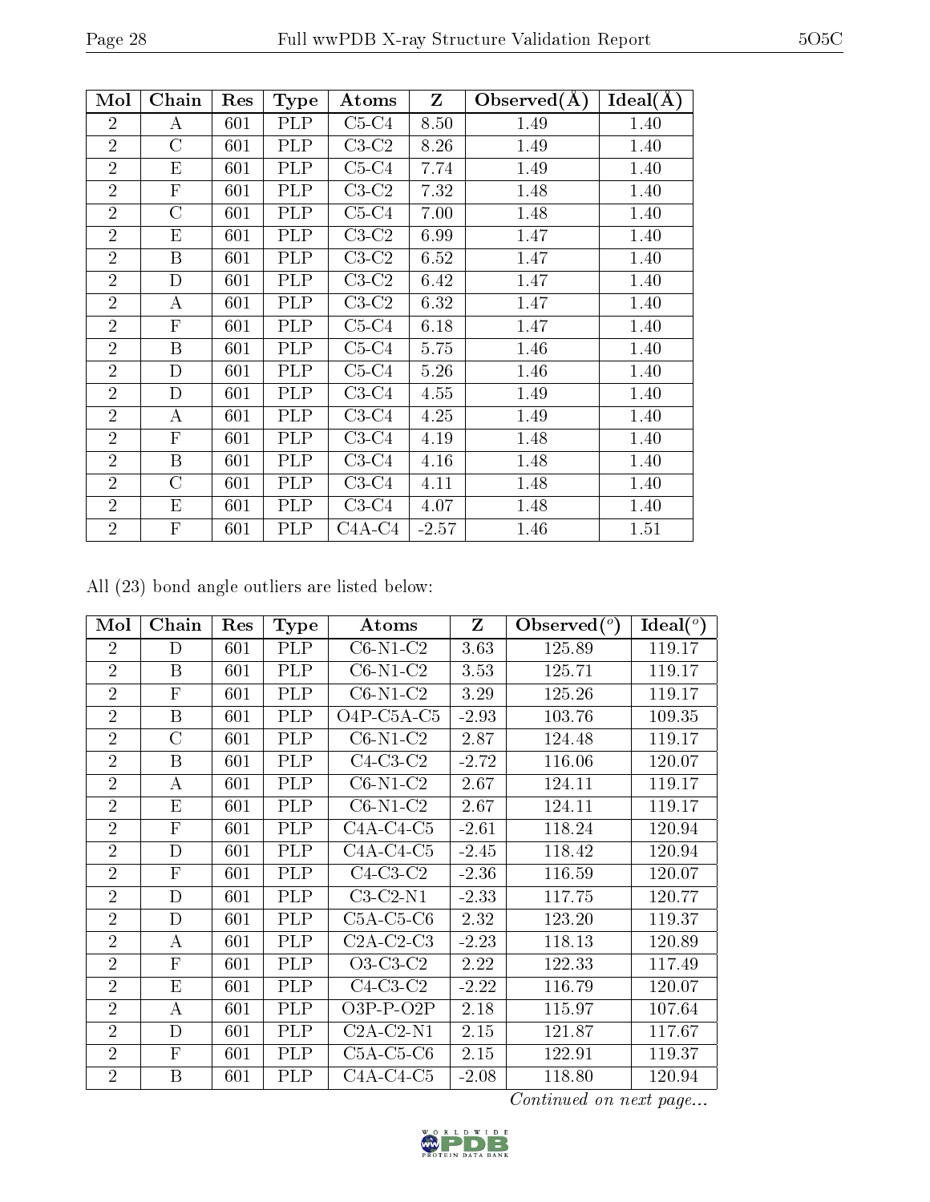| Mol | Chain | Res | Type | Atoms | Z | Observed(Å) | Ideal(Å) |
|---|---|---|---|---|---|---|---|
| 2 | A | 601 | PLP | C5-C4 | 8.50 | 1.49 | 1.40 |
| 2 | C | 601 | PLP | C3-C2 | 8.26 | 1.49 | 1.40 |
| 2 | E | 601 | PLP | C5-C4 | 7.74 | 1.49 | 1.40 |
| 2 | F | 601 | PLP | C3-C2 | 7.32 | 1.48 | 1.40 |
| 2 | C | 601 | PLP | C5-C4 | 7.00 | 1.48 | 1.40 |
| 2 | E | 601 | PLP | C3-C2 | 6.99 | 1.47 | 1.40 |
| 2 | B | 601 | PLP | C3-C2 | 6.52 | 1.47 | 1.40 |
| 2 | D | 601 | PLP | C3-C2 | 6.42 | 1.47 | 1.40 |
| 2 | A | 601 | PLP | C3-C2 | 6.32 | 1.47 | 1.40 |
| 2 | F | 601 | PLP | C5-C4 | 6.18 | 1.47 | 1.40 |
| 2 | B | 601 | PLP | C5-C4 | 5.75 | 1.46 | 1.40 |
| 2 | D | 601 | PLP | C5-C4 | 5.26 | 1.46 | 1.40 |
| 2 | D | 601 | PLP | C3-C4 | 4.55 | 1.49 | 1.40 |
| 2 | A | 601 | PLP | C3-C4 | 4.25 | 1.49 | 1.40 |
| 2 | F | 601 | PLP | C3-C4 | 4.19 | 1.48 | 1.40 |
| 2 | B | 601 | PLP | C3-C4 | 4.16 | 1.48 | 1.40 |
| 2 | C | 601 | PLP | C3-C4 | 4.11 | 1.48 | 1.40 |
| 2 | E | 601 | PLP | C3-C4 | 4.07 | 1.48 | 1.40 |
| 2 | F | 601 | PLP | C4A-C4 | -2.57 | 1.46 | 1.51 |

All (23) bond angle outliers are listed below:

| Mol | Chain | Res | Type | Atoms | Z | Observed(°) | Ideal(°) |
|---|---|---|---|---|---|---|---|
| 2 | D | 601 | PLP | C6-N1-C2 | 3.63 | 125.89 | 119.17 |
| 2 | B | 601 | PLP | C6-N1-C2 | 3.53 | 125.71 | 119.17 |
| 2 | F | 601 | PLP | C6-N1-C2 | 3.29 | 125.26 | 119.17 |
| 2 | B | 601 | PLP | O4P-C5A-C5 | -2.93 | 103.76 | 109.35 |
| 2 | C | 601 | PLP | C6-N1-C2 | 2.87 | 124.48 | 119.17 |
| 2 | B | 601 | PLP | C4-C3-C2 | -2.72 | 116.06 | 120.07 |
| 2 | A | 601 | PLP | C6-N1-C2 | 2.67 | 124.11 | 119.17 |
| 2 | E | 601 | PLP | C6-N1-C2 | 2.67 | 124.11 | 119.17 |
| 2 | F | 601 | PLP | C4A-C4-C5 | -2.61 | 118.24 | 120.94 |
| 2 | D | 601 | PLP | C4A-C4-C5 | -2.45 | 118.42 | 120.94 |
| 2 | F | 601 | PLP | C4-C3-C2 | -2.36 | 116.59 | 120.07 |
| 2 | D | 601 | PLP | C3-C2-N1 | -2.33 | 117.75 | 120.77 |
| 2 | D | 601 | PLP | C5A-C5-C6 | 2.32 | 123.20 | 119.37 |
| 2 | A | 601 | PLP | C2A-C2-C3 | -2.23 | 118.13 | 120.89 |
| 2 | F | 601 | PLP | O3-C3-C2 | 2.22 | 122.33 | 117.49 |
| 2 | E | 601 | PLP | C4-C3-C2 | -2.22 | 116.79 | 120.07 |
| 2 | A | 601 | PLP | O3P-P-O2P | 2.18 | 115.97 | 107.64 |
| 2 | D | 601 | PLP | C2A-C2-N1 | 2.15 | 121.87 | 117.67 |
| 2 | F | 601 | PLP | C5A-C5-C6 | 2.15 | 122.91 | 119.37 |
| 2 | B | 601 | PLP | C4A-C4-C5 | -2.08 | 118.80 | 120.94 |

*Continued on next page...*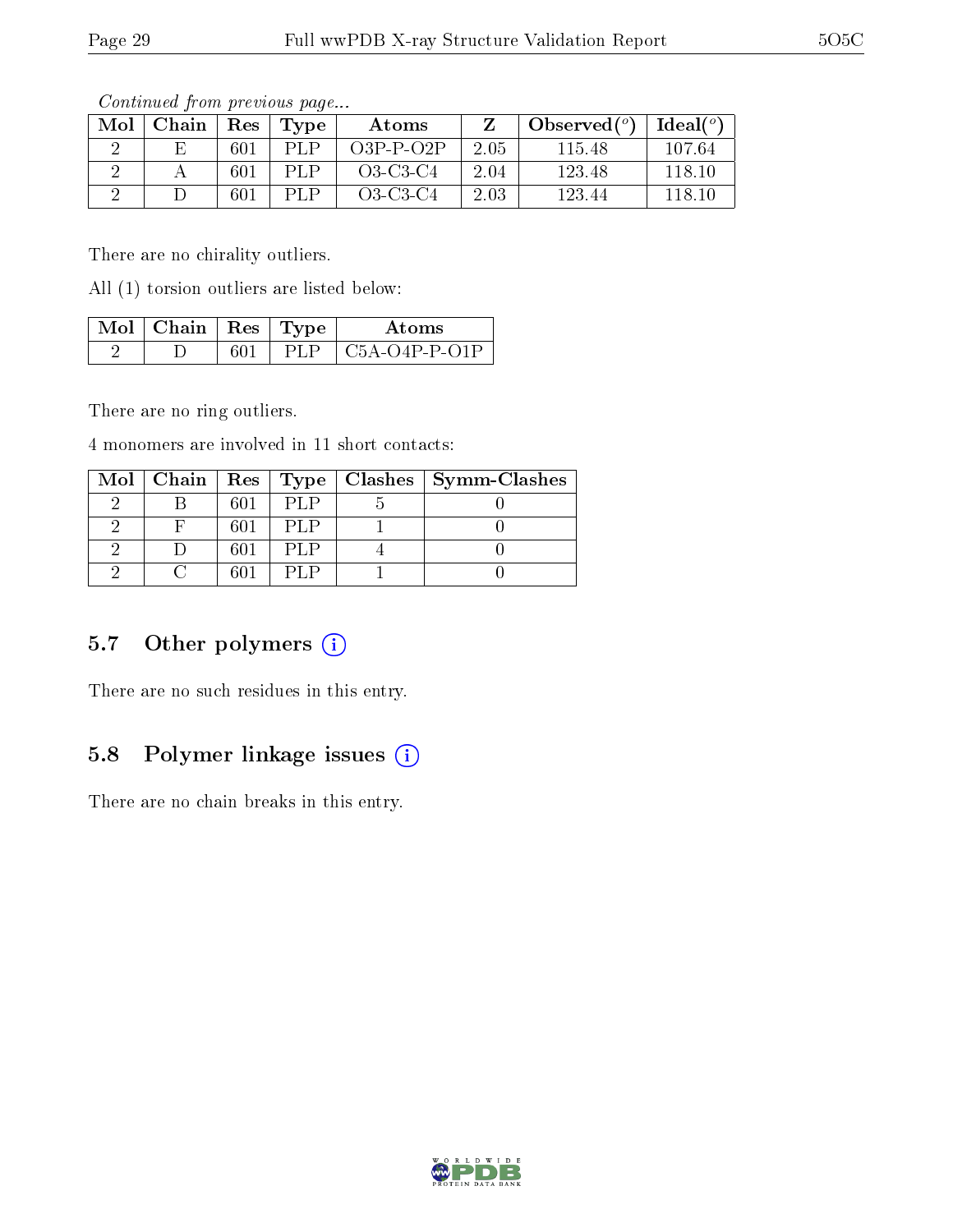*Continued from previous page...*

| Mol | Chain | Res | Type | Atoms | Z | Observed(°) | Ideal(°) |
|---|---|---|---|---|---|---|---|
| 2 | E | 601 | PLP | O3P-P-O2P | 2.05 | 115.48 | 107.64 |
| 2 | A | 601 | PLP | O3-C3-C4 | 2.04 | 123.48 | 118.10 |
| 2 | D | 601 | PLP | O3-C3-C4 | 2.03 | 123.44 | 118.10 |

There are no chirality outliers.

All (1) torsion outliers are listed below:

| Mol | Chain | Res | Type | Atoms |
|---|---|---|---|---|
| 2 | D | 601 | PLP | C5A-O4P-P-O1P |

There are no ring outliers.

4 monomers are involved in 11 short contacts:

| Mol | Chain | Res | Type | Clashes | Symm-Clashes |
|---|---|---|---|---|---|
| 2 | B | 601 | PLP | 5 | 0 |
| 2 | F | 601 | PLP | 1 | 0 |
| 2 | D | 601 | PLP | 4 | 0 |
| 2 | C | 601 | PLP | 1 | 0 |

### 5.7 Other polymers

There are no such residues in this entry.

### 5.8 Polymer linkage issues

There are no chain breaks in this entry.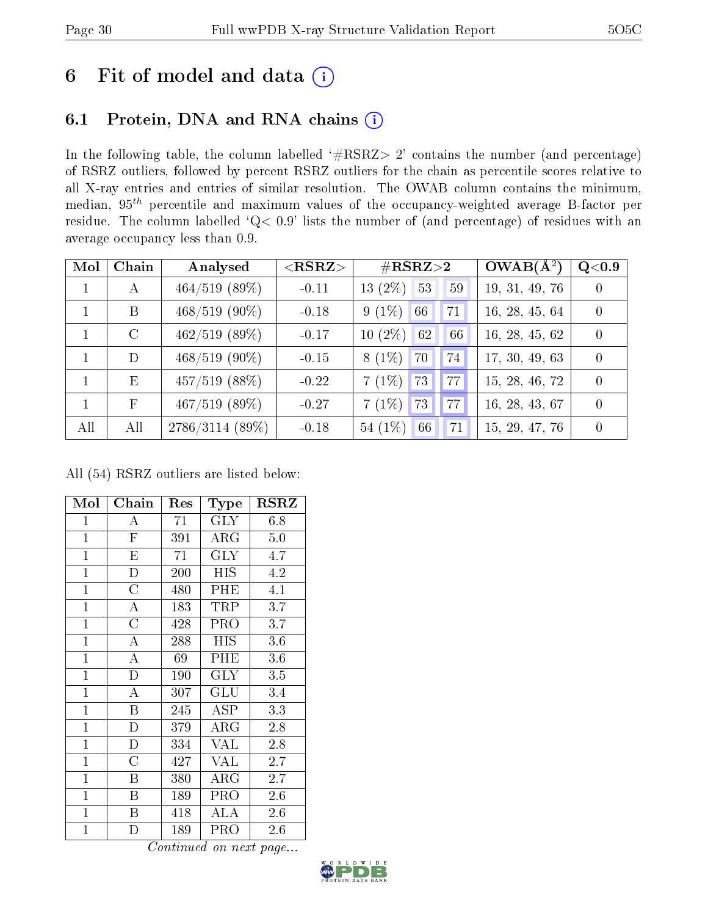# 6 Fit of model and data (i)

## 6.1 Protein, DNA and RNA chains (i)

In the following table, the column labelled '#RSRZ> 2' contains the number (and percentage) of RSRZ outliers, followed by percent RSRZ outliers for the chain as percentile scores relative to all X-ray entries and entries of similar resolution. The OWAB column contains the minimum, median, $95^{th}$ percentile and maximum values of the occupancy-weighted average B-factor per residue. The column labelled 'Q< 0.9' lists the number of (and percentage) of residues with an average occupancy less than 0.9.

| Mol | Chain | Analysed | <RSRZ> | #RSRZ>2 | | | OWAB(Å$^2$) | Q<0.9 |
|---|---|---|---|---|---|---|---|---|
| 1 | A | 464/519 (89%) | -0.11 | 13 (2%) | 53 | 59 | 19, 31, 49, 76 | 0 |
| 1 | B | 468/519 (90%) | -0.18 | 9 (1%) | 66 | 71 | 16, 28, 45, 64 | 0 |
| 1 | C | 462/519 (89%) | -0.17 | 10 (2%) | 62 | 66 | 16, 28, 45, 62 | 0 |
| 1 | D | 468/519 (90%) | -0.15 | 8 (1%) | 70 | 74 | 17, 30, 49, 63 | 0 |
| 1 | E | 457/519 (88%) | -0.22 | 7 (1%) | 73 | 77 | 15, 28, 46, 72 | 0 |
| 1 | F | 467/519 (89%) | -0.27 | 7 (1%) | 73 | 77 | 16, 28, 43, 67 | 0 |
| All | All | 2786/3114 (89%) | -0.18 | 54 (1%) | 66 | 71 | 15, 29, 47, 76 | 0 |

All (54) RSRZ outliers are listed below:

| Mol | Chain | Res | Type | RSRZ |
|---|---|---|---|---|
| 1 | A | 71 | GLY | 6.8 |
| 1 | F | 391 | ARG | 5.0 |
| 1 | E | 71 | GLY | 4.7 |
| 1 | D | 200 | HIS | 4.2 |
| 1 | C | 480 | PHE | 4.1 |
| 1 | A | 183 | TRP | 3.7 |
| 1 | C | 428 | PRO | 3.7 |
| 1 | A | 288 | HIS | 3.6 |
| 1 | A | 69 | PHE | 3.6 |
| 1 | D | 190 | GLY | 3.5 |
| 1 | A | 307 | GLU | 3.4 |
| 1 | B | 245 | ASP | 3.3 |
| 1 | D | 379 | ARG | 2.8 |
| 1 | D | 334 | VAL | 2.8 |
| 1 | C | 427 | VAL | 2.7 |
| 1 | B | 380 | ARG | 2.7 |
| 1 | B | 189 | PRO | 2.6 |
| 1 | B | 418 | ALA | 2.6 |
| 1 | D | 189 | PRO | 2.6 |

*Continued on next page...*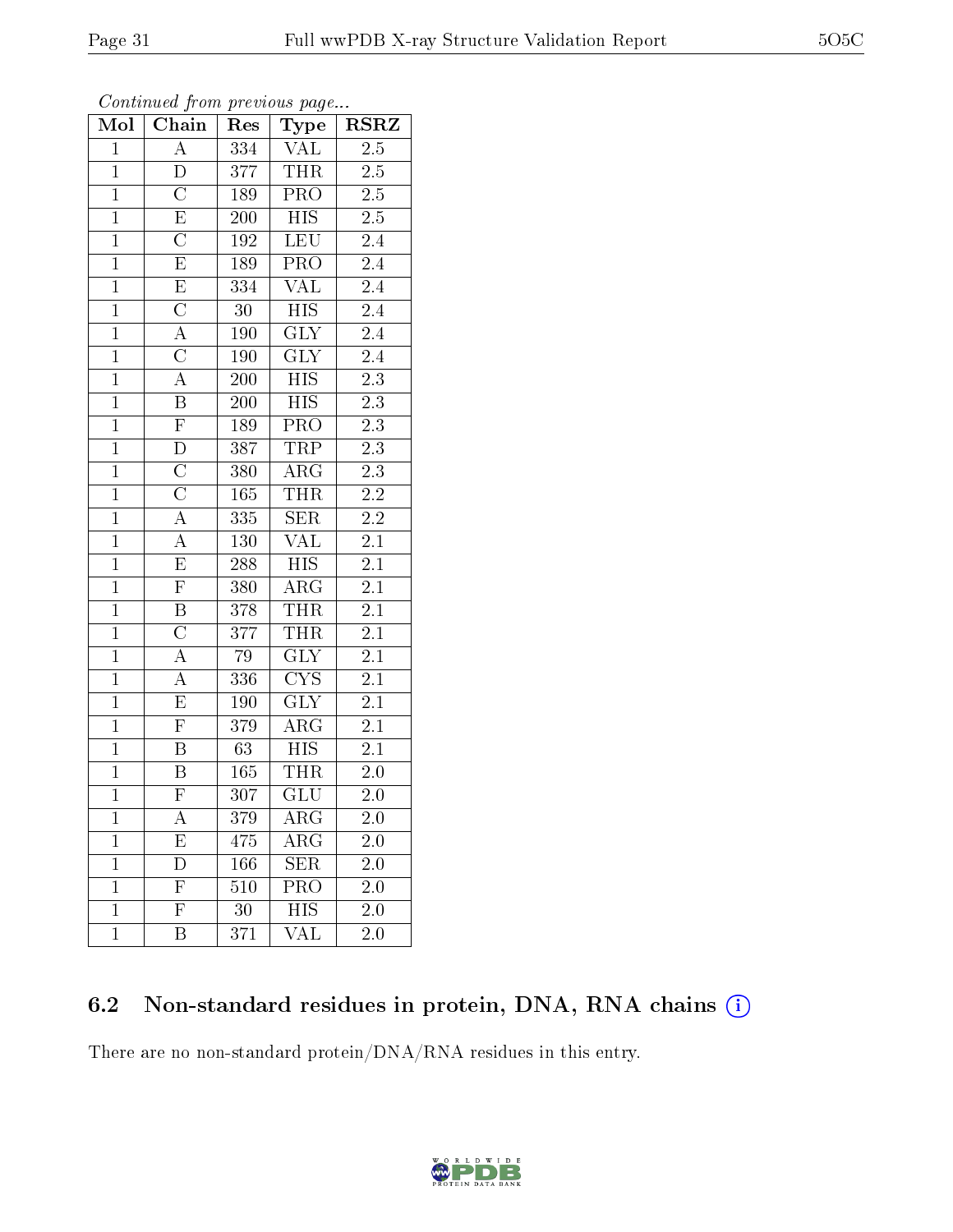*Continued from previous page...*

| Mol | Chain | Res | Type | RSRZ |
|---|---|---|---|---|
| 1 | A | 334 | VAL | 2.5 |
| 1 | D | 377 | THR | 2.5 |
| 1 | C | 189 | PRO | 2.5 |
| 1 | E | 200 | HIS | 2.5 |
| 1 | C | 192 | LEU | 2.4 |
| 1 | E | 189 | PRO | 2.4 |
| 1 | E | 334 | VAL | 2.4 |
| 1 | C | 30 | HIS | 2.4 |
| 1 | A | 190 | GLY | 2.4 |
| 1 | C | 190 | GLY | 2.4 |
| 1 | A | 200 | HIS | 2.3 |
| 1 | B | 200 | HIS | 2.3 |
| 1 | F | 189 | PRO | 2.3 |
| 1 | D | 387 | TRP | 2.3 |
| 1 | C | 380 | ARG | 2.3 |
| 1 | C | 165 | THR | 2.2 |
| 1 | A | 335 | SER | 2.2 |
| 1 | A | 130 | VAL | 2.1 |
| 1 | E | 288 | HIS | 2.1 |
| 1 | F | 380 | ARG | 2.1 |
| 1 | B | 378 | THR | 2.1 |
| 1 | C | 377 | THR | 2.1 |
| 1 | A | 79 | GLY | 2.1 |
| 1 | A | 336 | CYS | 2.1 |
| 1 | E | 190 | GLY | 2.1 |
| 1 | F | 379 | ARG | 2.1 |
| 1 | B | 63 | HIS | 2.1 |
| 1 | B | 165 | THR | 2.0 |
| 1 | F | 307 | GLU | 2.0 |
| 1 | A | 379 | ARG | 2.0 |
| 1 | E | 475 | ARG | 2.0 |
| 1 | D | 166 | SER | 2.0 |
| 1 | F | 510 | PRO | 2.0 |
| 1 | F | 30 | HIS | 2.0 |
| 1 | B | 371 | VAL | 2.0 |

### 6.2 Non-standard residues in protein, DNA, RNA chains

There are no non-standard protein/DNA/RNA residues in this entry.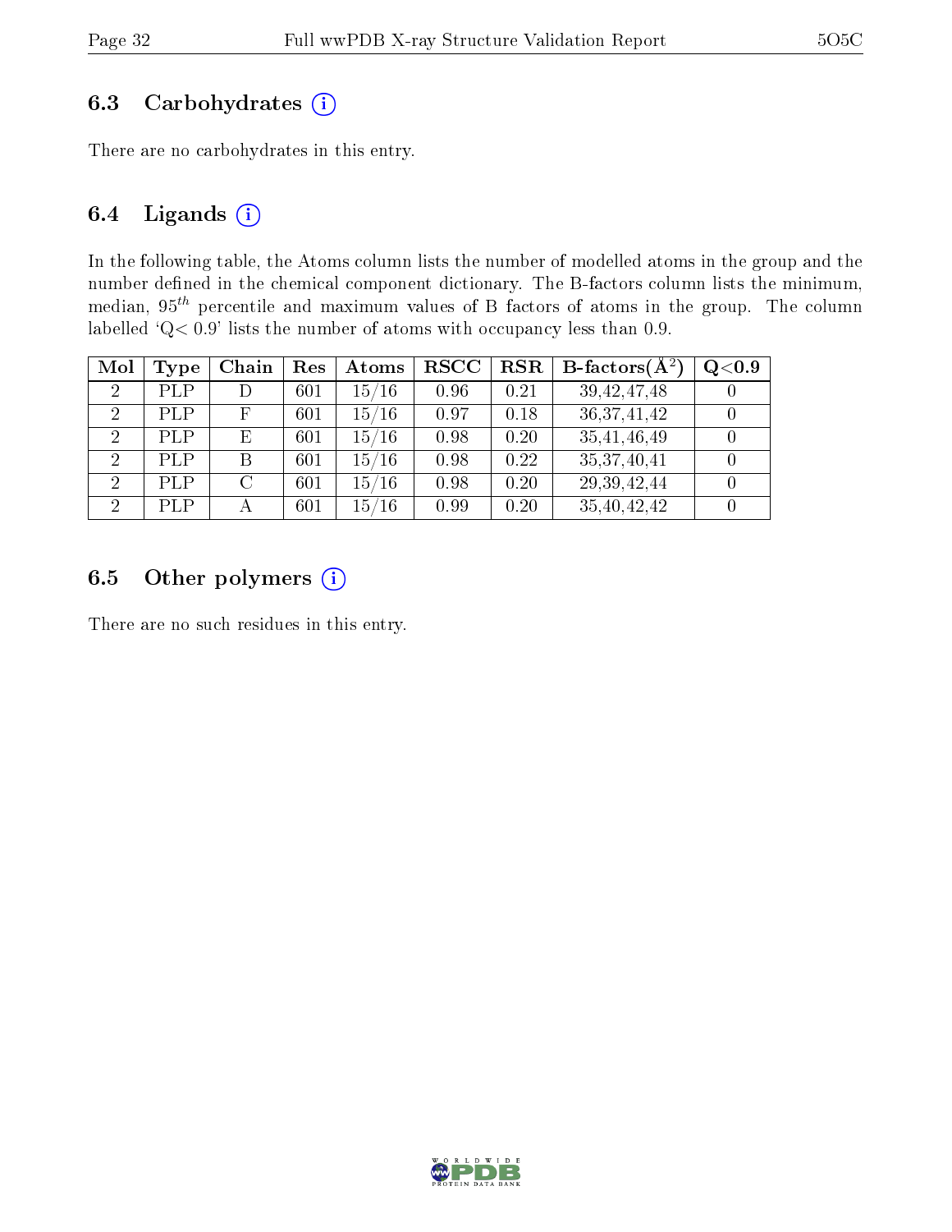### 6.3 Carbohydrates

There are no carbohydrates in this entry.

### 6.4 Ligands

In the following table, the Atoms column lists the number of modelled atoms in the group and the number defined in the chemical component dictionary. The B-factors column lists the minimum, median, $95^{th}$ percentile and maximum values of B factors of atoms in the group. The column labelled 'Q< 0.9' lists the number of atoms with occupancy less than 0.9.

| Mol | Type | Chain | Res | Atoms | RSCC | RSR | B-factors($Å^2$) | Q<0.9 |
|---|---|---|---|---|---|---|---|---|
| 2 | PLP | D | 601 | 15/16 | 0.96 | 0.21 | 39,42,47,48 | 0 |
| 2 | PLP | F | 601 | 15/16 | 0.97 | 0.18 | 36,37,41,42 | 0 |
| 2 | PLP | E | 601 | 15/16 | 0.98 | 0.20 | 35,41,46,49 | 0 |
| 2 | PLP | B | 601 | 15/16 | 0.98 | 0.22 | 35,37,40,41 | 0 |
| 2 | PLP | C | 601 | 15/16 | 0.98 | 0.20 | 29,39,42,44 | 0 |
| 2 | PLP | A | 601 | 15/16 | 0.99 | 0.20 | 35,40,42,42 | 0 |

### 6.5 Other polymers

There are no such residues in this entry.